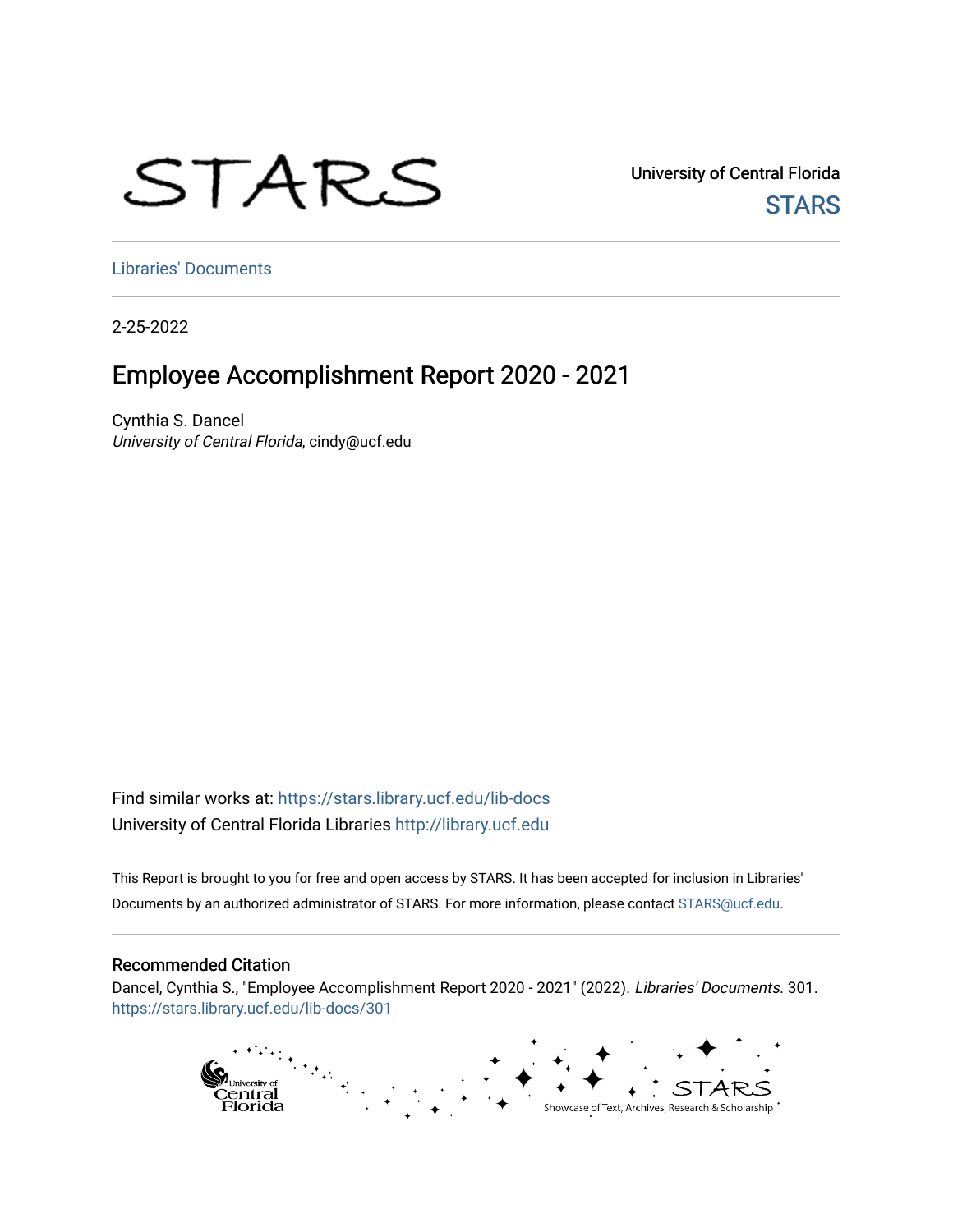STARS

University of Central Florida

STARS

Libraries' Documents

2-25-2022

# Employee Accomplishment Report 2020 - 2021

Cynthia S. Dancel

*University of Central Florida*, cindy@ucf.edu

Find similar works at: https://stars.library.ucf.edu/lib-docs

University of Central Florida Libraries http://library.ucf.edu

This Report is brought to you for free and open access by STARS. It has been accepted for inclusion in Libraries' Documents by an authorized administrator of STARS. For more information, please contact STARS@ucf.edu.

## Recommended Citation

Dancel, Cynthia S., "Employee Accomplishment Report 2020 - 2021" (2022). *Libraries' Documents*. 301.
https://stars.library.ucf.edu/lib-docs/301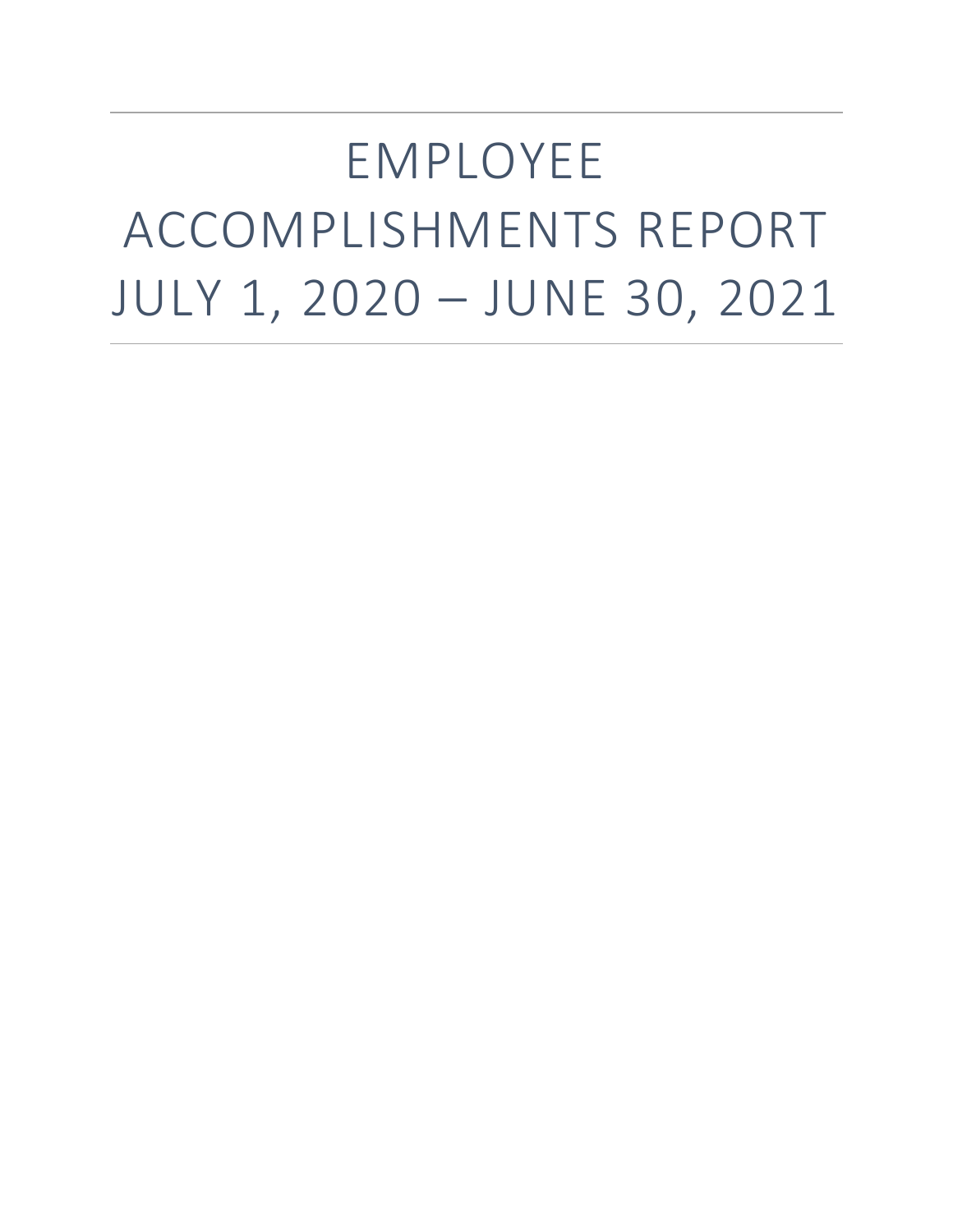# EMPLOYEE ACCOMPLISHMENTS REPORT JULY 1, 2020 – JUNE 30, 2021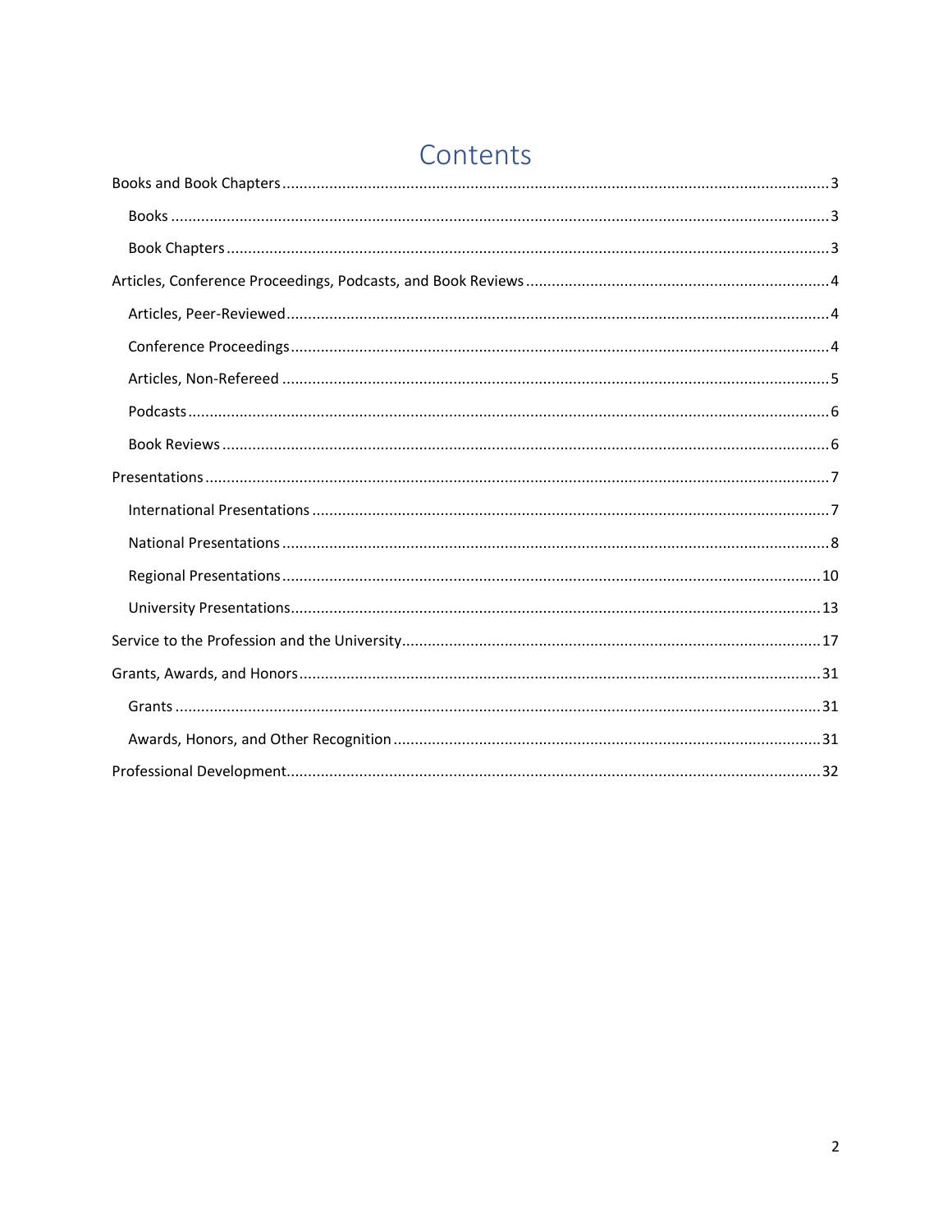# Contents

Books and Book Chapters ..... 3

- Books ..... 3
- Book Chapters ..... 3

Articles, Conference Proceedings, Podcasts, and Book Reviews ..... 4

- Articles, Peer-Reviewed ..... 4
- Conference Proceedings ..... 4
- Articles, Non-Refereed ..... 5
- Podcasts ..... 6
- Book Reviews ..... 6

Presentations ..... 7

- International Presentations ..... 7
- National Presentations ..... 8
- Regional Presentations ..... 10
- University Presentations ..... 13

Service to the Profession and the University ..... 17

Grants, Awards, and Honors ..... 31

- Grants ..... 31
- Awards, Honors, and Other Recognition ..... 31

Professional Development ..... 32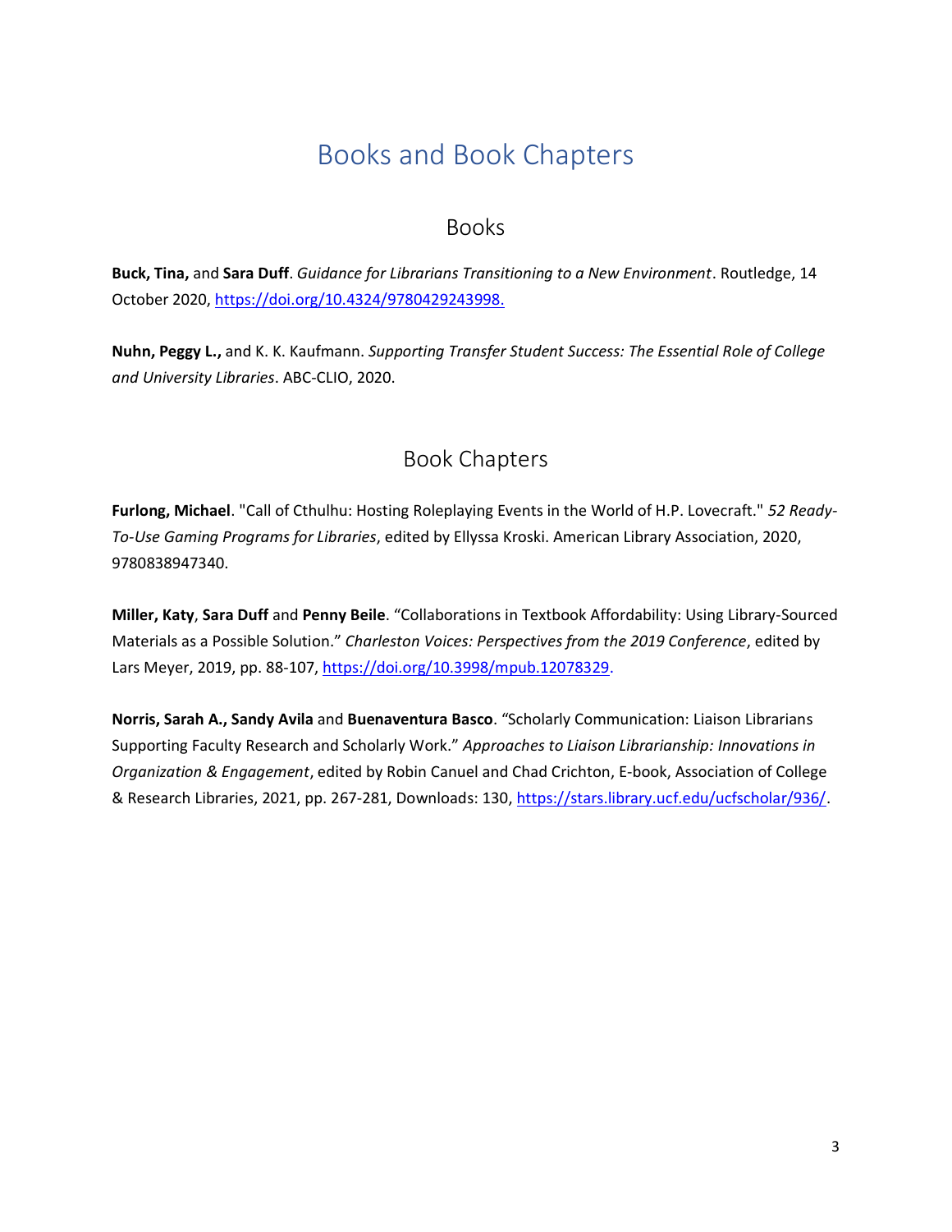# Books and Book Chapters

## Books

**Buck, Tina,** and **Sara Duff**. *Guidance for Librarians Transitioning to a New Environment*. Routledge, 14 October 2020, https://doi.org/10.4324/9780429243998.

**Nuhn, Peggy L.,** and K. K. Kaufmann. *Supporting Transfer Student Success: The Essential Role of College and University Libraries*. ABC-CLIO, 2020.

## Book Chapters

**Furlong, Michael**. "Call of Cthulhu: Hosting Roleplaying Events in the World of H.P. Lovecraft." *52 Ready-To-Use Gaming Programs for Libraries*, edited by Ellyssa Kroski. American Library Association, 2020, 9780838947340.

**Miller, Katy**, **Sara Duff** and **Penny Beile**. "Collaborations in Textbook Affordability: Using Library-Sourced Materials as a Possible Solution." *Charleston Voices: Perspectives from the 2019 Conference*, edited by Lars Meyer, 2019, pp. 88-107, https://doi.org/10.3998/mpub.12078329.

**Norris, Sarah A., Sandy Avila** and **Buenaventura Basco**. "Scholarly Communication: Liaison Librarians Supporting Faculty Research and Scholarly Work." *Approaches to Liaison Librarianship: Innovations in Organization & Engagement*, edited by Robin Canuel and Chad Crichton, E-book, Association of College & Research Libraries, 2021, pp. 267-281, Downloads: 130, https://stars.library.ucf.edu/ucfscholar/936/.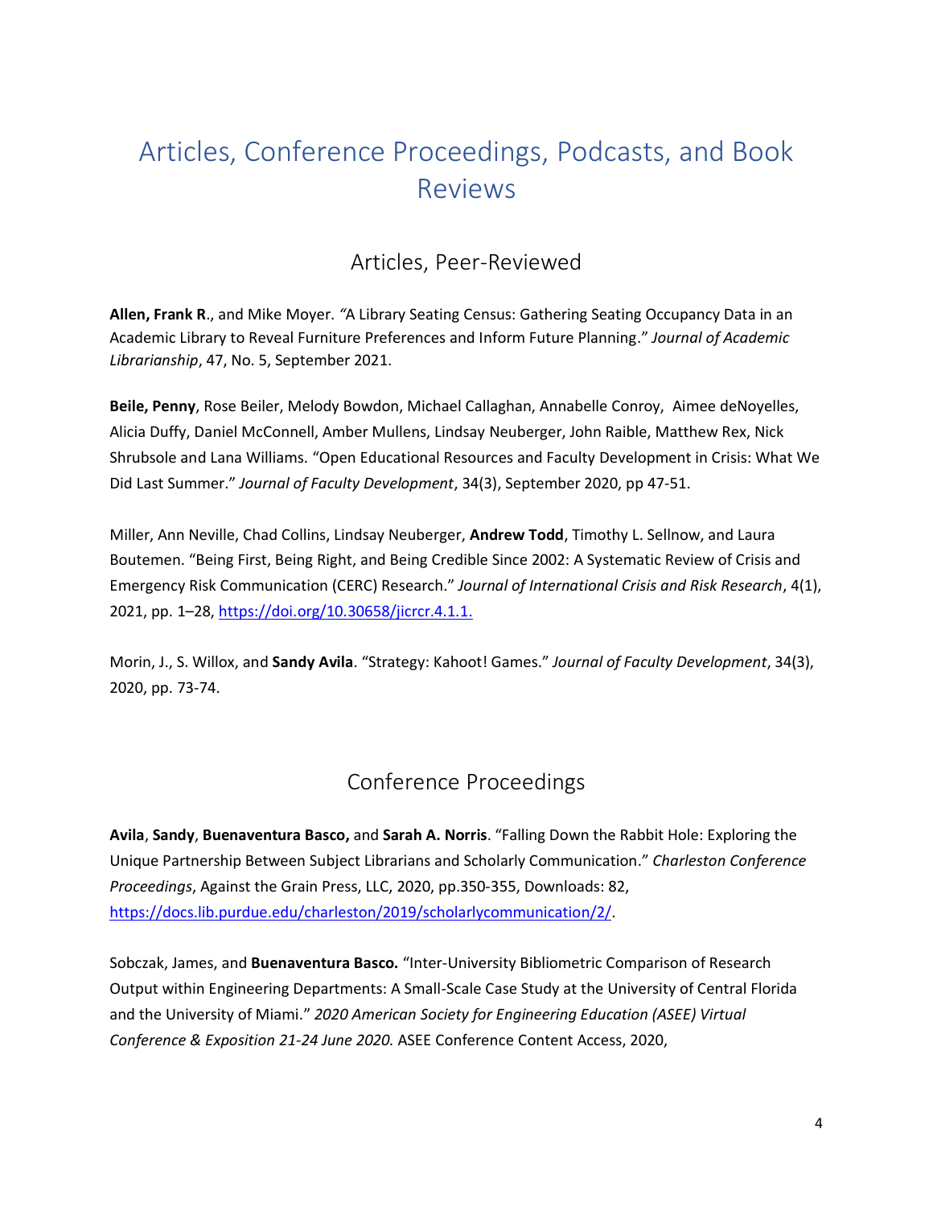# Articles, Conference Proceedings, Podcasts, and Book Reviews

## Articles, Peer-Reviewed

**Allen, Frank R**., and Mike Moyer. *"*A Library Seating Census: Gathering Seating Occupancy Data in an Academic Library to Reveal Furniture Preferences and Inform Future Planning." *Journal of Academic Librarianship*, 47, No. 5, September 2021.

**Beile, Penny**, Rose Beiler, Melody Bowdon, Michael Callaghan, Annabelle Conroy, Aimee deNoyelles, Alicia Duffy, Daniel McConnell, Amber Mullens, Lindsay Neuberger, John Raible, Matthew Rex, Nick Shrubsole and Lana Williams. "Open Educational Resources and Faculty Development in Crisis: What We Did Last Summer." *Journal of Faculty Development*, 34(3), September 2020, pp 47-51.

Miller, Ann Neville, Chad Collins, Lindsay Neuberger, **Andrew Todd**, Timothy L. Sellnow, and Laura Boutemen. "Being First, Being Right, and Being Credible Since 2002: A Systematic Review of Crisis and Emergency Risk Communication (CERC) Research." *Journal of International Crisis and Risk Research*, 4(1), 2021, pp. 1–28, https://doi.org/10.30658/jicrcr.4.1.1.

Morin, J., S. Willox, and **Sandy Avila**. "Strategy: Kahoot! Games." *Journal of Faculty Development*, 34(3), 2020, pp. 73-74.

## Conference Proceedings

**Avila**, **Sandy**, **Buenaventura Basco,** and **Sarah A. Norris**. "Falling Down the Rabbit Hole: Exploring the Unique Partnership Between Subject Librarians and Scholarly Communication." *Charleston Conference Proceedings*, Against the Grain Press, LLC, 2020, pp.350-355, Downloads: 82, https://docs.lib.purdue.edu/charleston/2019/scholarlycommunication/2/.

Sobczak, James, and **Buenaventura Basco.** "Inter-University Bibliometric Comparison of Research Output within Engineering Departments: A Small-Scale Case Study at the University of Central Florida and the University of Miami." *2020 American Society for Engineering Education (ASEE) Virtual Conference & Exposition 21-24 June 2020.* ASEE Conference Content Access, 2020,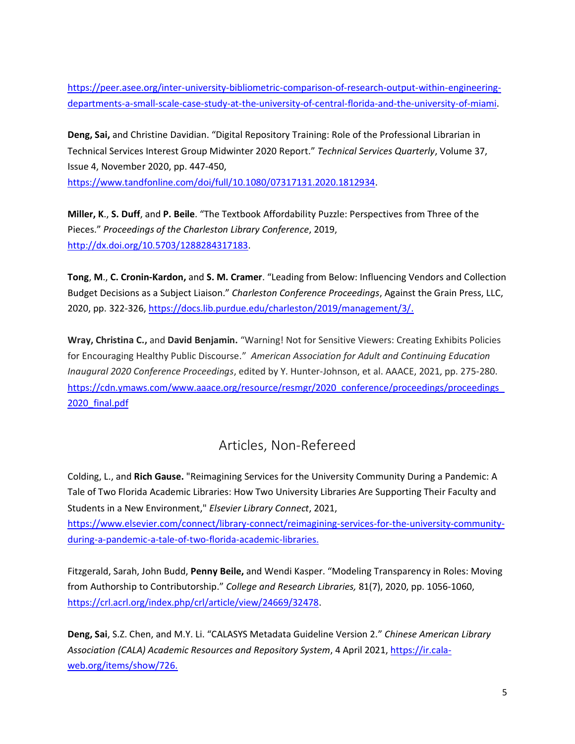https://peer.asee.org/inter-university-bibliometric-comparison-of-research-output-within-engineering-departments-a-small-scale-case-study-at-the-university-of-central-florida-and-the-university-of-miami.

**Deng, Sai,** and Christine Davidian. "Digital Repository Training: Role of the Professional Librarian in Technical Services Interest Group Midwinter 2020 Report." *Technical Services Quarterly*, Volume 37, Issue 4, November 2020, pp. 447-450, https://www.tandfonline.com/doi/full/10.1080/07317131.2020.1812934.

**Miller, K**., **S. Duff**, and **P. Beile**. "The Textbook Affordability Puzzle: Perspectives from Three of the Pieces." *Proceedings of the Charleston Library Conference*, 2019, http://dx.doi.org/10.5703/1288284317183.

**Tong**, **M.**, **C. Cronin-Kardon,** and **S. M. Cramer**. "Leading from Below: Influencing Vendors and Collection Budget Decisions as a Subject Liaison." *Charleston Conference Proceedings*, Against the Grain Press, LLC, 2020, pp. 322-326, https://docs.lib.purdue.edu/charleston/2019/management/3/.

**Wray, Christina C.,** and **David Benjamin.** "Warning! Not for Sensitive Viewers: Creating Exhibits Policies for Encouraging Healthy Public Discourse." *American Association for Adult and Continuing Education Inaugural 2020 Conference Proceedings*, edited by Y. Hunter-Johnson, et al. AAACE, 2021, pp. 275-280. https://cdn.ymaws.com/www.aaace.org/resource/resmgr/2020_conference/proceedings/proceedings_2020_final.pdf

## Articles, Non-Refereed

Colding, L., and **Rich Gause.** "Reimagining Services for the University Community During a Pandemic: A Tale of Two Florida Academic Libraries: How Two University Libraries Are Supporting Their Faculty and Students in a New Environment," *Elsevier Library Connect*, 2021, https://www.elsevier.com/connect/library-connect/reimagining-services-for-the-university-community-during-a-pandemic-a-tale-of-two-florida-academic-libraries.

Fitzgerald, Sarah, John Budd, **Penny Beile,** and Wendi Kasper. "Modeling Transparency in Roles: Moving from Authorship to Contributorship." *College and Research Libraries,* 81(7), 2020, pp. 1056-1060, https://crl.acrl.org/index.php/crl/article/view/24669/32478.

**Deng, Sai**, S.Z. Chen, and M.Y. Li. "CALASYS Metadata Guideline Version 2." *Chinese American Library Association (CALA) Academic Resources and Repository System*, 4 April 2021, https://ir.cala-web.org/items/show/726.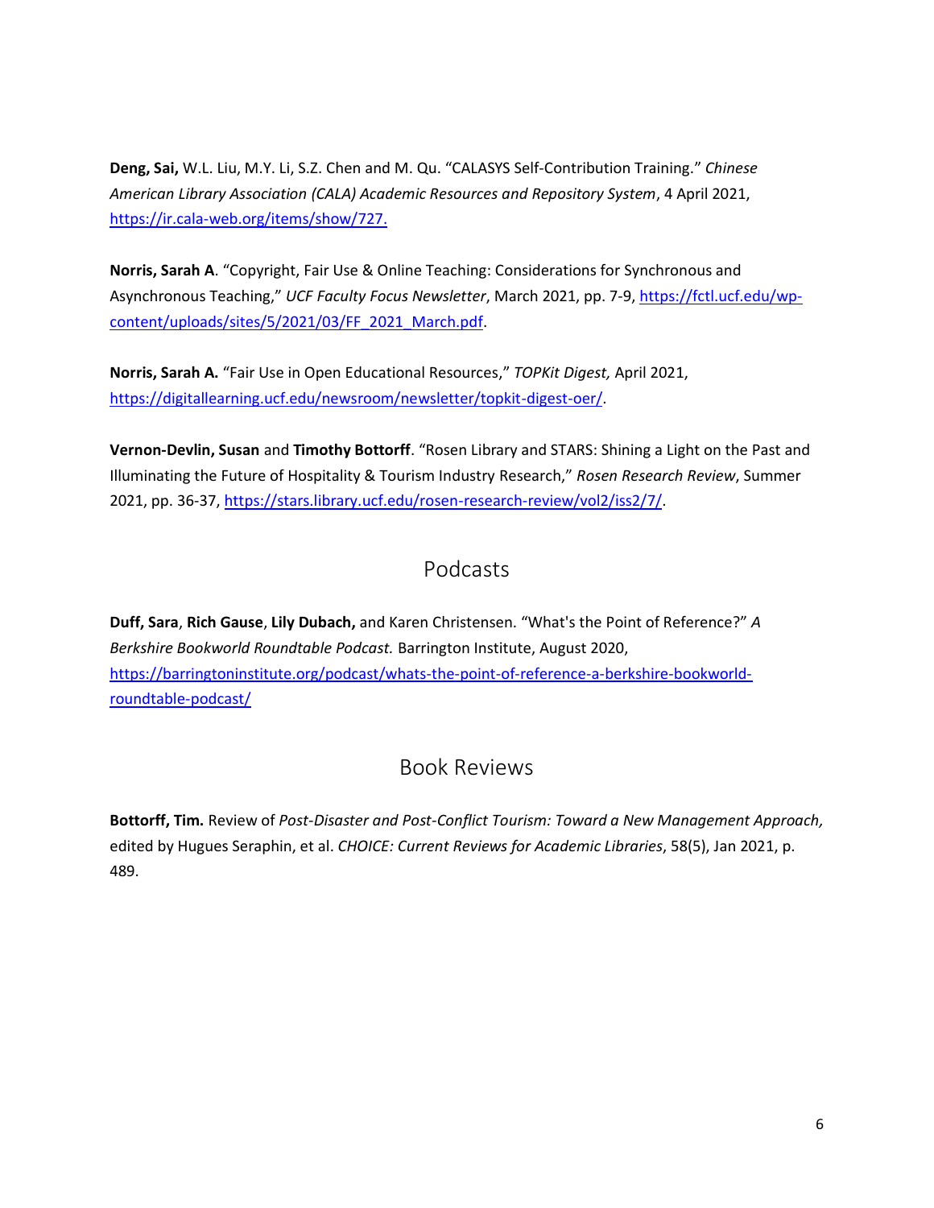**Deng, Sai,** W.L. Liu, M.Y. Li, S.Z. Chen and M. Qu. "CALASYS Self-Contribution Training." *Chinese American Library Association (CALA) Academic Resources and Repository System*, 4 April 2021, https://ir.cala-web.org/items/show/727.

**Norris, Sarah A**. "Copyright, Fair Use & Online Teaching: Considerations for Synchronous and Asynchronous Teaching," *UCF Faculty Focus Newsletter*, March 2021, pp. 7-9, https://fctl.ucf.edu/wp-content/uploads/sites/5/2021/03/FF_2021_March.pdf.

**Norris, Sarah A.** "Fair Use in Open Educational Resources," *TOPKit Digest,* April 2021, https://digitallearning.ucf.edu/newsroom/newsletter/topkit-digest-oer/.

**Vernon-Devlin, Susan** and **Timothy Bottorff**. "Rosen Library and STARS: Shining a Light on the Past and Illuminating the Future of Hospitality & Tourism Industry Research," *Rosen Research Review*, Summer 2021, pp. 36-37, https://stars.library.ucf.edu/rosen-research-review/vol2/iss2/7/.

## Podcasts

**Duff, Sara**, **Rich Gause**, **Lily Dubach,** and Karen Christensen. "What's the Point of Reference?" *A Berkshire Bookworld Roundtable Podcast.* Barrington Institute, August 2020, https://barringtoninstitute.org/podcast/whats-the-point-of-reference-a-berkshire-bookworld-roundtable-podcast/

## Book Reviews

**Bottorff, Tim.** Review of *Post-Disaster and Post-Conflict Tourism: Toward a New Management Approach,* edited by Hugues Seraphin, et al. *CHOICE: Current Reviews for Academic Libraries*, 58(5), Jan 2021, p. 489.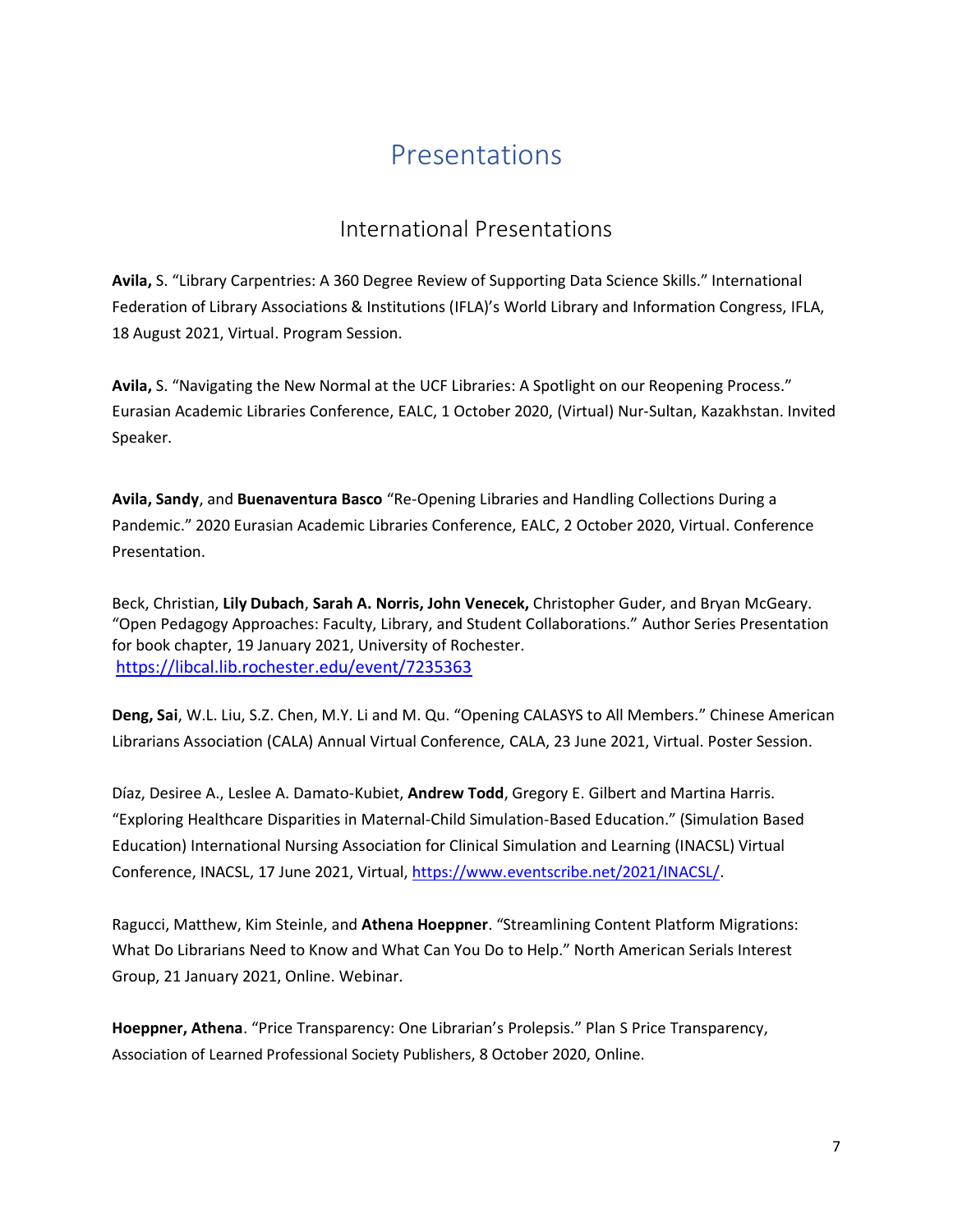# Presentations

## International Presentations

**Avila,** S. "Library Carpentries: A 360 Degree Review of Supporting Data Science Skills." International Federation of Library Associations & Institutions (IFLA)'s World Library and Information Congress, IFLA, 18 August 2021, Virtual. Program Session.

**Avila,** S. "Navigating the New Normal at the UCF Libraries: A Spotlight on our Reopening Process." Eurasian Academic Libraries Conference, EALC, 1 October 2020, (Virtual) Nur-Sultan, Kazakhstan. Invited Speaker.

**Avila, Sandy**, and **Buenaventura Basco** "Re-Opening Libraries and Handling Collections During a Pandemic." 2020 Eurasian Academic Libraries Conference, EALC, 2 October 2020, Virtual. Conference Presentation.

Beck, Christian, **Lily Dubach**, **Sarah A. Norris, John Venecek,** Christopher Guder, and Bryan McGeary. "Open Pedagogy Approaches: Faculty, Library, and Student Collaborations." Author Series Presentation for book chapter, 19 January 2021, University of Rochester. https://libcal.lib.rochester.edu/event/7235363

**Deng, Sai**, W.L. Liu, S.Z. Chen, M.Y. Li and M. Qu. "Opening CALASYS to All Members." Chinese American Librarians Association (CALA) Annual Virtual Conference, CALA, 23 June 2021, Virtual. Poster Session.

Díaz, Desiree A., Leslee A. Damato-Kubiet, **Andrew Todd**, Gregory E. Gilbert and Martina Harris. "Exploring Healthcare Disparities in Maternal-Child Simulation-Based Education." (Simulation Based Education) International Nursing Association for Clinical Simulation and Learning (INACSL) Virtual Conference, INACSL, 17 June 2021, Virtual, https://www.eventscribe.net/2021/INACSL/.

Ragucci, Matthew, Kim Steinle, and **Athena Hoeppner**. "Streamlining Content Platform Migrations: What Do Librarians Need to Know and What Can You Do to Help." North American Serials Interest Group, 21 January 2021, Online. Webinar.

**Hoeppner, Athena**. "Price Transparency: One Librarian's Prolepsis." Plan S Price Transparency, Association of Learned Professional Society Publishers, 8 October 2020, Online.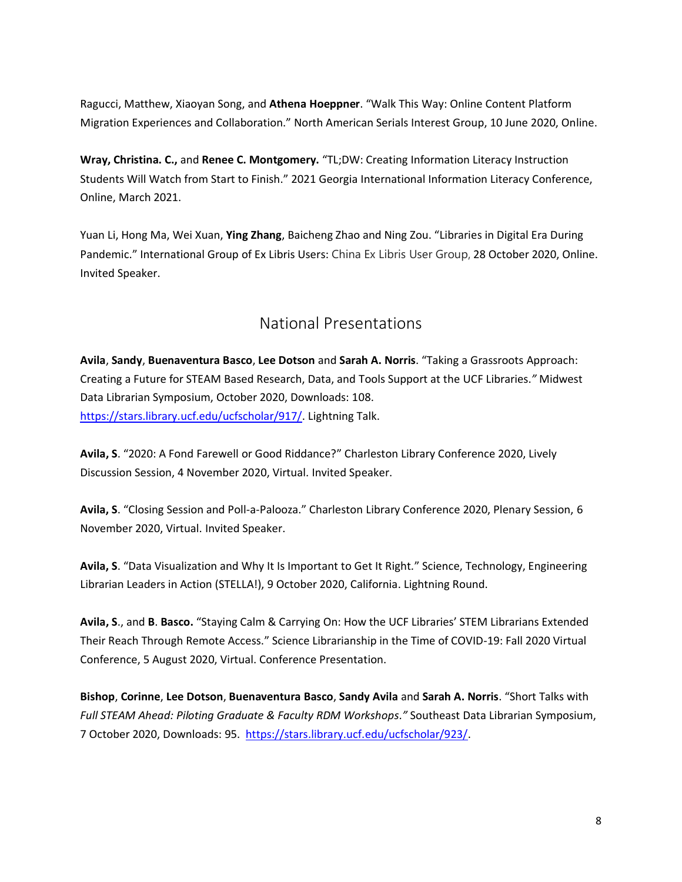Ragucci, Matthew, Xiaoyan Song, and **Athena Hoeppner**. "Walk This Way: Online Content Platform Migration Experiences and Collaboration." North American Serials Interest Group, 10 June 2020, Online.

**Wray, Christina. C.,** and **Renee C. Montgomery.** "TL;DW: Creating Information Literacy Instruction Students Will Watch from Start to Finish." 2021 Georgia International Information Literacy Conference, Online, March 2021.

Yuan Li, Hong Ma, Wei Xuan, **Ying Zhang**, Baicheng Zhao and Ning Zou. "Libraries in Digital Era During Pandemic." International Group of Ex Libris Users: China Ex Libris User Group, 28 October 2020, Online. Invited Speaker.

## National Presentations

**Avila**, **Sandy**, **Buenaventura Basco**, **Lee Dotson** and **Sarah A. Norris**. "Taking a Grassroots Approach: Creating a Future for STEAM Based Research, Data, and Tools Support at the UCF Libraries." Midwest Data Librarian Symposium, October 2020, Downloads: 108. https://stars.library.ucf.edu/ucfscholar/917/. Lightning Talk.

**Avila, S**. "2020: A Fond Farewell or Good Riddance?" Charleston Library Conference 2020, Lively Discussion Session, 4 November 2020, Virtual. Invited Speaker.

**Avila, S**. "Closing Session and Poll-a-Palooza." Charleston Library Conference 2020, Plenary Session, 6 November 2020, Virtual. Invited Speaker.

**Avila, S**. "Data Visualization and Why It Is Important to Get It Right." Science, Technology, Engineering Librarian Leaders in Action (STELLA!), 9 October 2020, California. Lightning Round.

**Avila, S**., and **B**. **Basco.** "Staying Calm & Carrying On: How the UCF Libraries' STEM Librarians Extended Their Reach Through Remote Access." Science Librarianship in the Time of COVID-19: Fall 2020 Virtual Conference, 5 August 2020, Virtual. Conference Presentation.

**Bishop**, **Corinne**, **Lee Dotson**, **Buenaventura Basco**, **Sandy Avila** and **Sarah A. Norris**. "Short Talks with *Full STEAM Ahead: Piloting Graduate & Faculty RDM Workshops."* Southeast Data Librarian Symposium, 7 October 2020, Downloads: 95. https://stars.library.ucf.edu/ucfscholar/923/.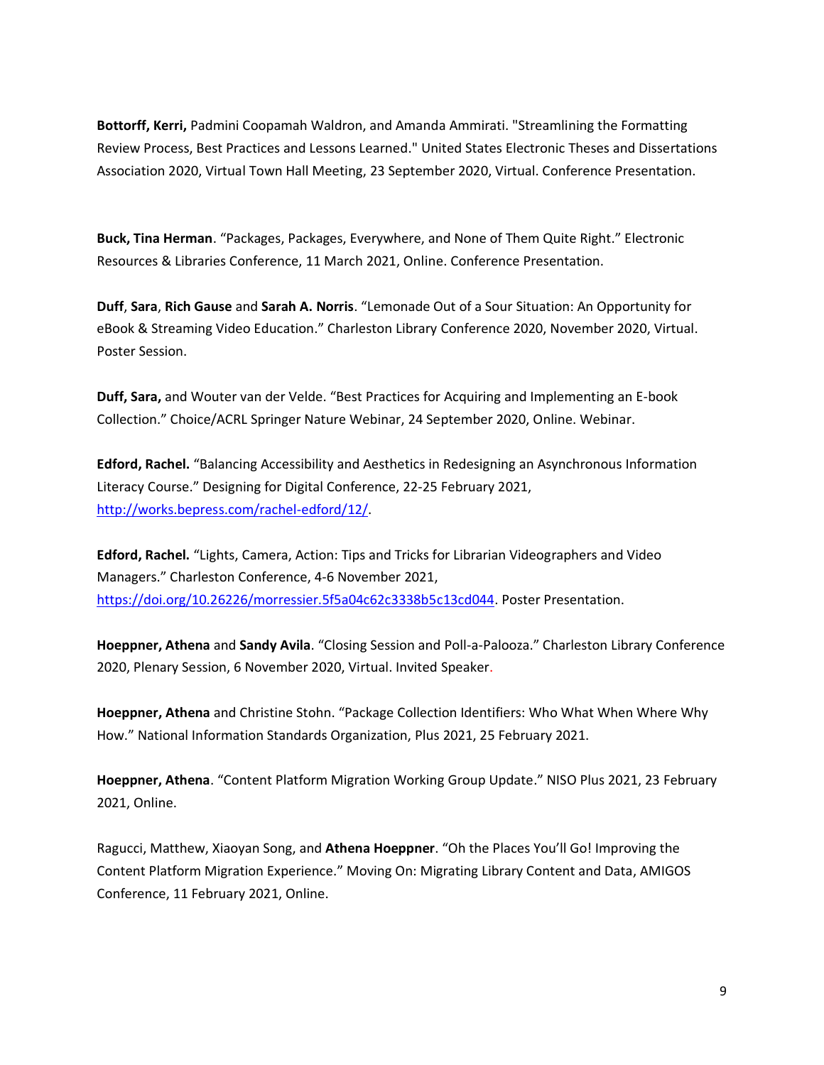**Bottorff, Kerri,** Padmini Coopamah Waldron, and Amanda Ammirati. "Streamlining the Formatting Review Process, Best Practices and Lessons Learned." United States Electronic Theses and Dissertations Association 2020, Virtual Town Hall Meeting, 23 September 2020, Virtual. Conference Presentation.

**Buck, Tina Herman**. “Packages, Packages, Everywhere, and None of Them Quite Right.” Electronic Resources & Libraries Conference, 11 March 2021, Online. Conference Presentation.

**Duff**, **Sara**, **Rich Gause** and **Sarah A. Norris**. “Lemonade Out of a Sour Situation: An Opportunity for eBook & Streaming Video Education.” Charleston Library Conference 2020, November 2020, Virtual. Poster Session.

**Duff, Sara,** and Wouter van der Velde. “Best Practices for Acquiring and Implementing an E-book Collection.” Choice/ACRL Springer Nature Webinar, 24 September 2020, Online. Webinar.

**Edford, Rachel.** “Balancing Accessibility and Aesthetics in Redesigning an Asynchronous Information Literacy Course.” Designing for Digital Conference, 22-25 February 2021, http://works.bepress.com/rachel-edford/12/.

**Edford, Rachel.** “Lights, Camera, Action: Tips and Tricks for Librarian Videographers and Video Managers.” Charleston Conference, 4-6 November 2021, https://doi.org/10.26226/morressier.5f5a04c62c3338b5c13cd044. Poster Presentation.

**Hoeppner, Athena** and **Sandy Avila**. “Closing Session and Poll-a-Palooza.” Charleston Library Conference 2020, Plenary Session, 6 November 2020, Virtual. Invited Speaker.

**Hoeppner, Athena** and Christine Stohn. “Package Collection Identifiers: Who What When Where Why How.” National Information Standards Organization, Plus 2021, 25 February 2021.

**Hoeppner, Athena**. “Content Platform Migration Working Group Update.” NISO Plus 2021, 23 February 2021, Online.

Ragucci, Matthew, Xiaoyan Song, and **Athena Hoeppner**. “Oh the Places You’ll Go! Improving the Content Platform Migration Experience.” Moving On: Migrating Library Content and Data, AMIGOS Conference, 11 February 2021, Online.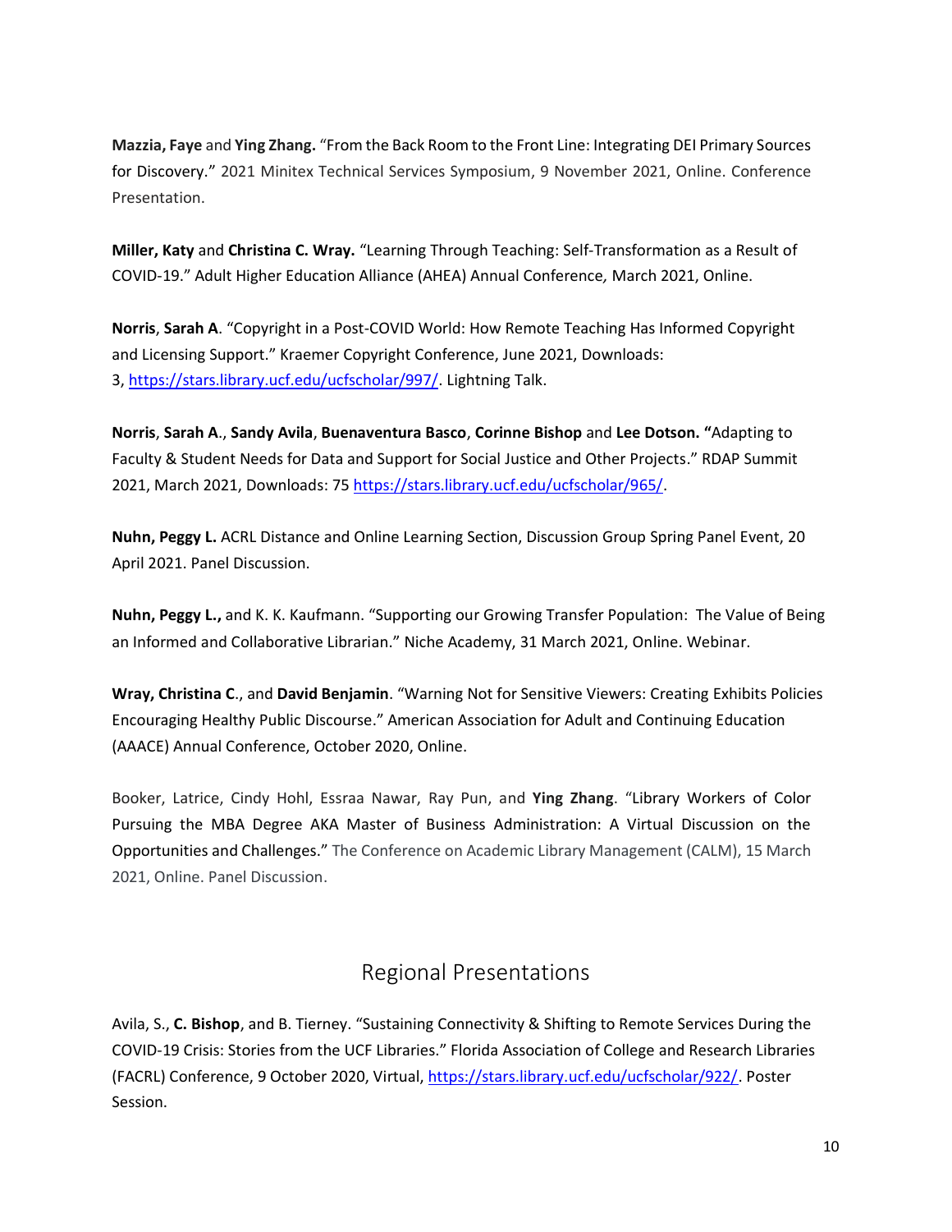**Mazzia, Faye** and **Ying Zhang.** "From the Back Room to the Front Line: Integrating DEI Primary Sources for Discovery." 2021 Minitex Technical Services Symposium, 9 November 2021, Online. Conference Presentation.

**Miller, Katy** and **Christina C. Wray.** "Learning Through Teaching: Self-Transformation as a Result of COVID-19." Adult Higher Education Alliance (AHEA) Annual Conference, March 2021, Online.

**Norris**, **Sarah A**. "Copyright in a Post-COVID World: How Remote Teaching Has Informed Copyright and Licensing Support." Kraemer Copyright Conference, June 2021, Downloads: 3, https://stars.library.ucf.edu/ucfscholar/997/. Lightning Talk.

**Norris**, **Sarah A**., **Sandy Avila**, **Buenaventura Basco**, **Corinne Bishop** and **Lee Dotson. "**Adapting to Faculty & Student Needs for Data and Support for Social Justice and Other Projects." RDAP Summit 2021, March 2021, Downloads: 75 https://stars.library.ucf.edu/ucfscholar/965/.

**Nuhn, Peggy L.** ACRL Distance and Online Learning Section, Discussion Group Spring Panel Event, 20 April 2021. Panel Discussion.

**Nuhn, Peggy L.,** and K. K. Kaufmann. "Supporting our Growing Transfer Population: The Value of Being an Informed and Collaborative Librarian." Niche Academy, 31 March 2021, Online. Webinar.

**Wray, Christina C**., and **David Benjamin**. "Warning Not for Sensitive Viewers: Creating Exhibits Policies Encouraging Healthy Public Discourse." American Association for Adult and Continuing Education (AAACE) Annual Conference, October 2020, Online.

Booker, Latrice, Cindy Hohl, Essraa Nawar, Ray Pun, and **Ying Zhang**. "Library Workers of Color Pursuing the MBA Degree AKA Master of Business Administration: A Virtual Discussion on the Opportunities and Challenges." The Conference on Academic Library Management (CALM), 15 March 2021, Online. Panel Discussion.

## Regional Presentations

Avila, S., **C. Bishop**, and B. Tierney. "Sustaining Connectivity & Shifting to Remote Services During the COVID-19 Crisis: Stories from the UCF Libraries." Florida Association of College and Research Libraries (FACRL) Conference, 9 October 2020, Virtual, https://stars.library.ucf.edu/ucfscholar/922/. Poster Session.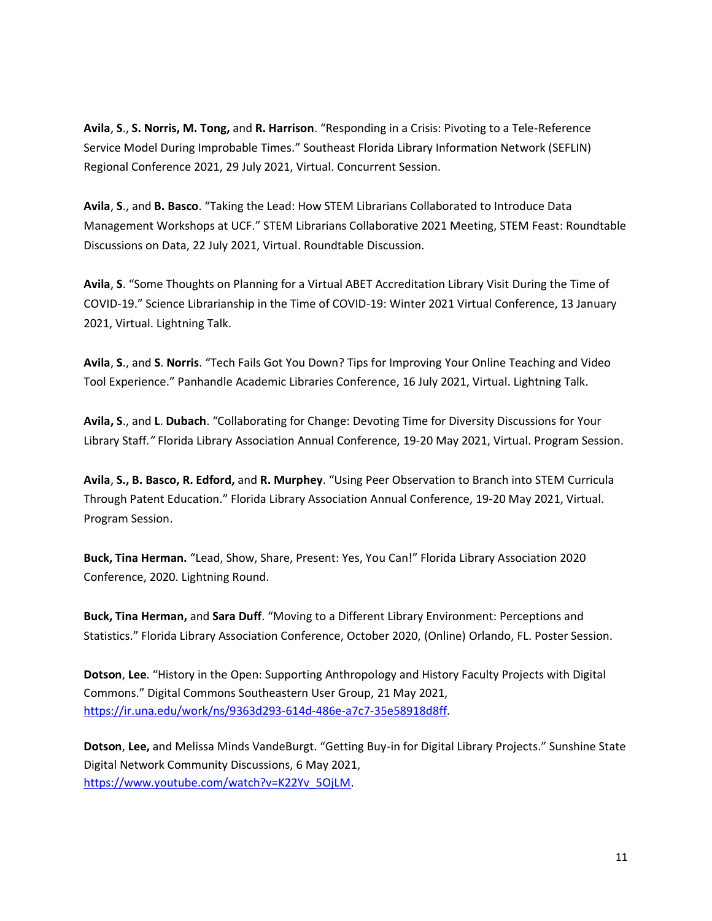**Avila**, **S**., **S. Norris, M. Tong,** and **R. Harrison**. "Responding in a Crisis: Pivoting to a Tele-Reference Service Model During Improbable Times." Southeast Florida Library Information Network (SEFLIN) Regional Conference 2021, 29 July 2021, Virtual. Concurrent Session.

**Avila**, **S**., and **B. Basco**. "Taking the Lead: How STEM Librarians Collaborated to Introduce Data Management Workshops at UCF." STEM Librarians Collaborative 2021 Meeting, STEM Feast: Roundtable Discussions on Data, 22 July 2021, Virtual. Roundtable Discussion.

**Avila**, **S**. "Some Thoughts on Planning for a Virtual ABET Accreditation Library Visit During the Time of COVID-19." Science Librarianship in the Time of COVID-19: Winter 2021 Virtual Conference, 13 January 2021, Virtual. Lightning Talk.

**Avila**, **S**., and **S**. **Norris**. "Tech Fails Got You Down? Tips for Improving Your Online Teaching and Video Tool Experience." Panhandle Academic Libraries Conference, 16 July 2021, Virtual. Lightning Talk.

**Avila, S**., and **L**. **Dubach**. "Collaborating for Change: Devoting Time for Diversity Discussions for Your Library Staff." Florida Library Association Annual Conference, 19-20 May 2021, Virtual. Program Session.

**Avila**, **S., B. Basco, R. Edford,** and **R. Murphey**. "Using Peer Observation to Branch into STEM Curricula Through Patent Education." Florida Library Association Annual Conference, 19-20 May 2021, Virtual. Program Session.

**Buck, Tina Herman.** "Lead, Show, Share, Present: Yes, You Can!" Florida Library Association 2020 Conference, 2020. Lightning Round.

**Buck, Tina Herman,** and **Sara Duff**. "Moving to a Different Library Environment: Perceptions and Statistics." Florida Library Association Conference, October 2020, (Online) Orlando, FL. Poster Session.

**Dotson**, **Lee**. "History in the Open: Supporting Anthropology and History Faculty Projects with Digital Commons." Digital Commons Southeastern User Group, 21 May 2021, https://ir.una.edu/work/ns/9363d293-614d-486e-a7c7-35e58918d8ff.

**Dotson**, **Lee,** and Melissa Minds VandeBurgt. "Getting Buy-in for Digital Library Projects." Sunshine State Digital Network Community Discussions, 6 May 2021, https://www.youtube.com/watch?v=K22Yv_5OjLM.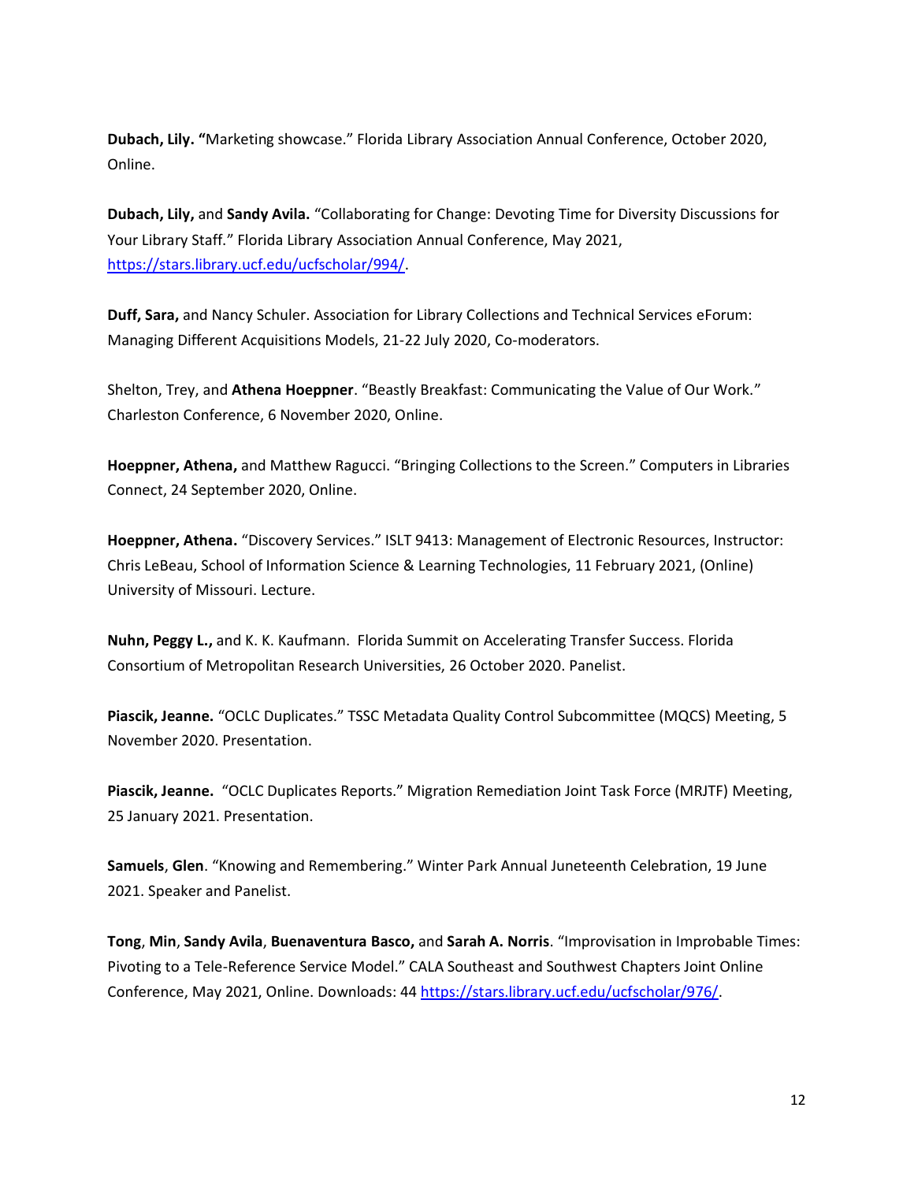**Dubach, Lily. "**Marketing showcase." Florida Library Association Annual Conference, October 2020, Online.

**Dubach, Lily,** and **Sandy Avila.** "Collaborating for Change: Devoting Time for Diversity Discussions for Your Library Staff." Florida Library Association Annual Conference, May 2021, https://stars.library.ucf.edu/ucfscholar/994/.

**Duff, Sara,** and Nancy Schuler. Association for Library Collections and Technical Services eForum: Managing Different Acquisitions Models, 21-22 July 2020, Co-moderators.

Shelton, Trey, and **Athena Hoeppner**. "Beastly Breakfast: Communicating the Value of Our Work." Charleston Conference, 6 November 2020, Online.

**Hoeppner, Athena,** and Matthew Ragucci. "Bringing Collections to the Screen." Computers in Libraries Connect, 24 September 2020, Online.

**Hoeppner, Athena.** "Discovery Services." ISLT 9413: Management of Electronic Resources, Instructor: Chris LeBeau, School of Information Science & Learning Technologies, 11 February 2021, (Online) University of Missouri. Lecture.

**Nuhn, Peggy L.,** and K. K. Kaufmann. Florida Summit on Accelerating Transfer Success. Florida Consortium of Metropolitan Research Universities, 26 October 2020. Panelist.

**Piascik, Jeanne.** "OCLC Duplicates." TSSC Metadata Quality Control Subcommittee (MQCS) Meeting, 5 November 2020. Presentation.

**Piascik, Jeanne.** "OCLC Duplicates Reports." Migration Remediation Joint Task Force (MRJTF) Meeting, 25 January 2021. Presentation.

**Samuels**, **Glen**. "Knowing and Remembering." Winter Park Annual Juneteenth Celebration, 19 June 2021. Speaker and Panelist.

**Tong**, **Min**, **Sandy Avila**, **Buenaventura Basco,** and **Sarah A. Norris**. "Improvisation in Improbable Times: Pivoting to a Tele-Reference Service Model." CALA Southeast and Southwest Chapters Joint Online Conference, May 2021, Online. Downloads: 44 https://stars.library.ucf.edu/ucfscholar/976/.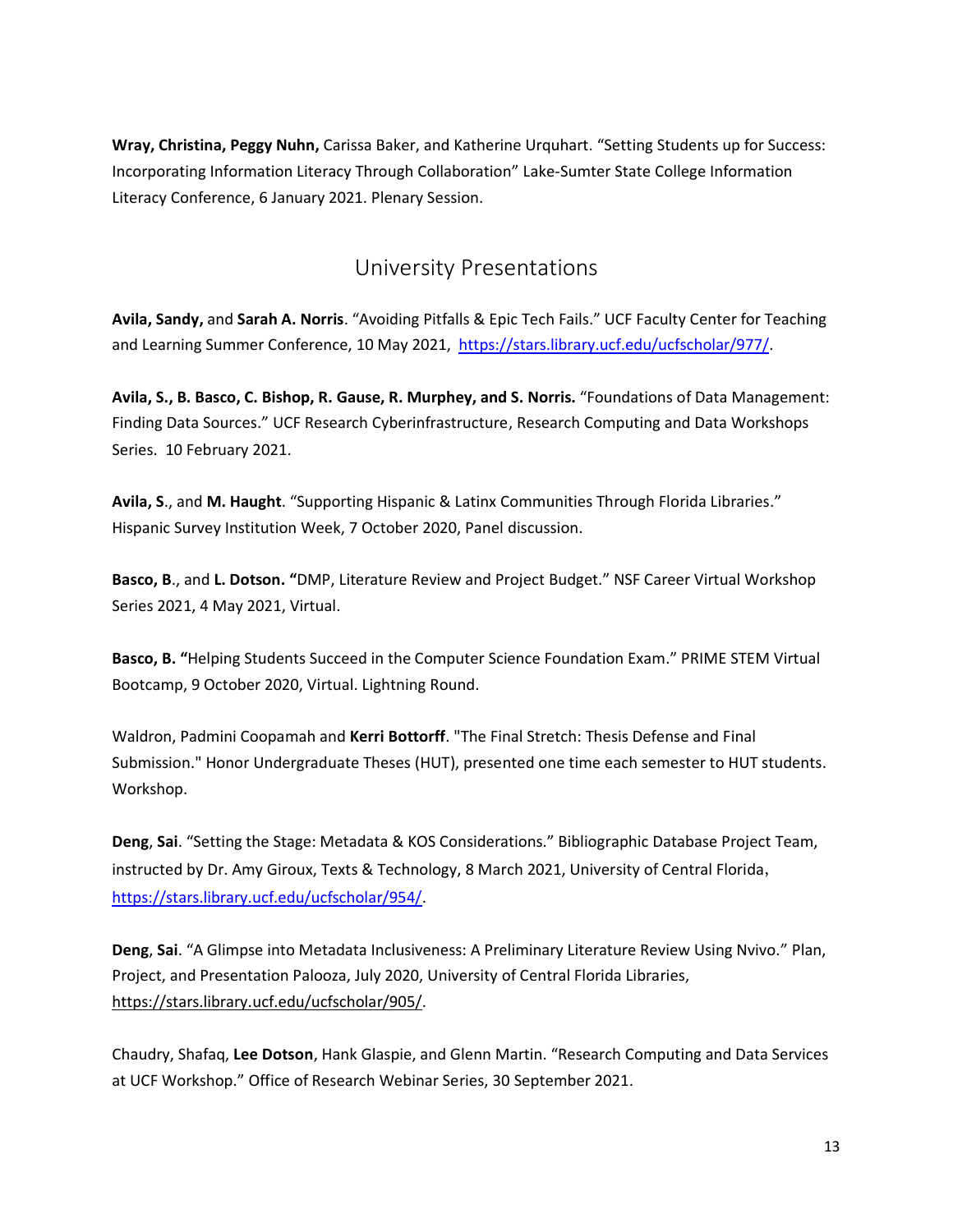**Wray, Christina, Peggy Nuhn,** Carissa Baker, and Katherine Urquhart. “Setting Students up for Success: Incorporating Information Literacy Through Collaboration” Lake-Sumter State College Information Literacy Conference, 6 January 2021. Plenary Session.

## University Presentations

**Avila, Sandy,** and **Sarah A. Norris**. “Avoiding Pitfalls & Epic Tech Fails.” UCF Faculty Center for Teaching and Learning Summer Conference, 10 May 2021, https://stars.library.ucf.edu/ucfscholar/977/.

**Avila, S., B. Basco, C. Bishop, R. Gause, R. Murphey, and S. Norris.** “Foundations of Data Management: Finding Data Sources.” UCF Research Cyberinfrastructure, Research Computing and Data Workshops Series. 10 February 2021.

**Avila, S**., and **M. Haught**. “Supporting Hispanic & Latinx Communities Through Florida Libraries.” Hispanic Survey Institution Week, 7 October 2020, Panel discussion.

**Basco, B**., and **L. Dotson. “**DMP, Literature Review and Project Budget.” NSF Career Virtual Workshop Series 2021, 4 May 2021, Virtual.

**Basco, B. “**Helping Students Succeed in the Computer Science Foundation Exam.” PRIME STEM Virtual Bootcamp, 9 October 2020, Virtual. Lightning Round.

Waldron, Padmini Coopamah and **Kerri Bottorff**. "The Final Stretch: Thesis Defense and Final Submission." Honor Undergraduate Theses (HUT), presented one time each semester to HUT students. Workshop.

**Deng**, **Sai**. “Setting the Stage: Metadata & KOS Considerations.” Bibliographic Database Project Team, instructed by Dr. Amy Giroux, Texts & Technology, 8 March 2021, University of Central Florida, https://stars.library.ucf.edu/ucfscholar/954/.

**Deng**, **Sai**. “A Glimpse into Metadata Inclusiveness: A Preliminary Literature Review Using Nvivo.” Plan, Project, and Presentation Palooza, July 2020, University of Central Florida Libraries, https://stars.library.ucf.edu/ucfscholar/905/.

Chaudry, Shafaq, **Lee Dotson**, Hank Glaspie, and Glenn Martin. “Research Computing and Data Services at UCF Workshop.” Office of Research Webinar Series, 30 September 2021.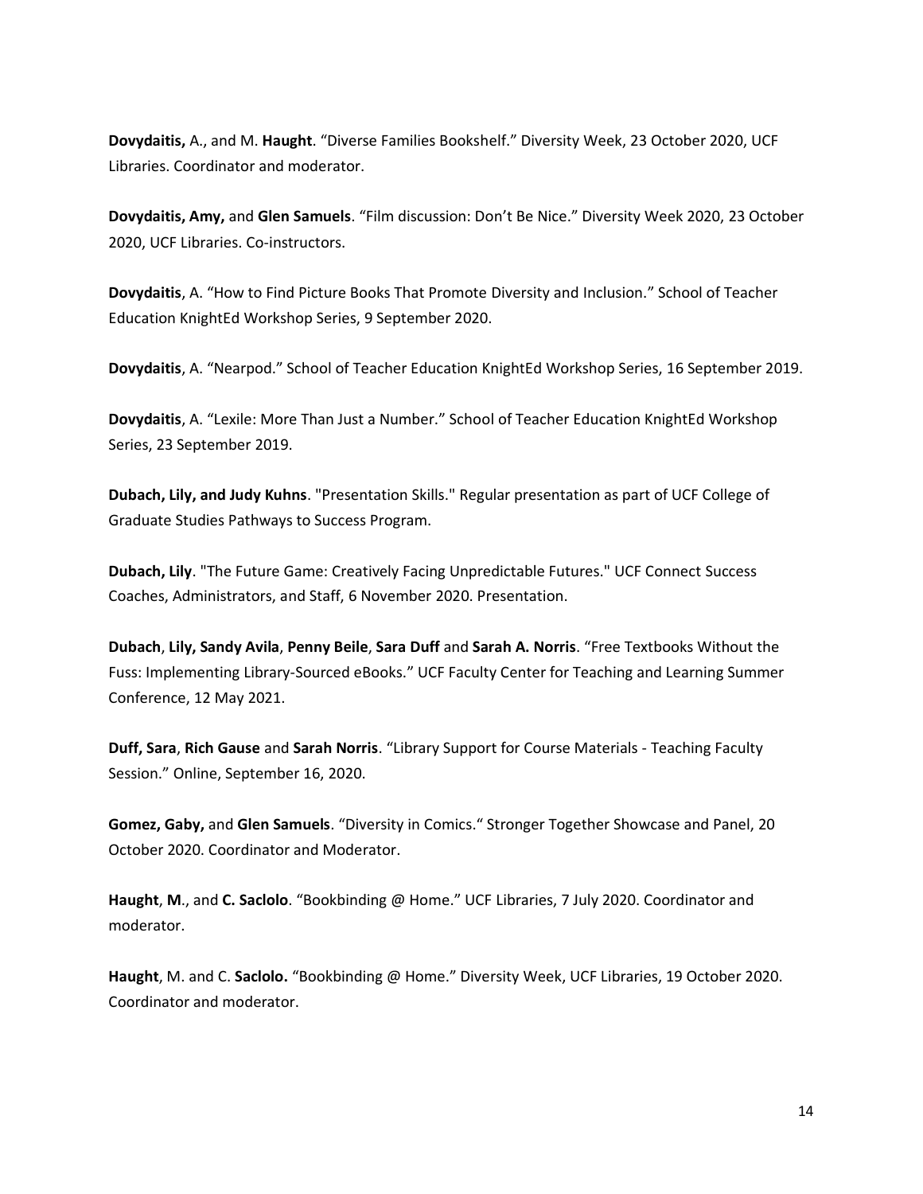**Dovydaitis,** A., and M. **Haught**. “Diverse Families Bookshelf.” Diversity Week, 23 October 2020, UCF Libraries. Coordinator and moderator.

**Dovydaitis, Amy,** and **Glen Samuels**. “Film discussion: Don’t Be Nice.” Diversity Week 2020, 23 October 2020, UCF Libraries. Co-instructors.

**Dovydaitis**, A. “How to Find Picture Books That Promote Diversity and Inclusion.” School of Teacher Education KnightEd Workshop Series, 9 September 2020.

**Dovydaitis**, A. “Nearpod.” School of Teacher Education KnightEd Workshop Series, 16 September 2019.

**Dovydaitis**, A. “Lexile: More Than Just a Number.” School of Teacher Education KnightEd Workshop Series, 23 September 2019.

**Dubach, Lily, and Judy Kuhns**. "Presentation Skills." Regular presentation as part of UCF College of Graduate Studies Pathways to Success Program.

**Dubach, Lily**. "The Future Game: Creatively Facing Unpredictable Futures." UCF Connect Success Coaches, Administrators, and Staff, 6 November 2020. Presentation.

**Dubach**, **Lily, Sandy Avila**, **Penny Beile**, **Sara Duff** and **Sarah A. Norris**. “Free Textbooks Without the Fuss: Implementing Library-Sourced eBooks.” UCF Faculty Center for Teaching and Learning Summer Conference, 12 May 2021.

**Duff, Sara**, **Rich Gause** and **Sarah Norris**. “Library Support for Course Materials - Teaching Faculty Session.” Online, September 16, 2020.

**Gomez, Gaby,** and **Glen Samuels**. “Diversity in Comics.“ Stronger Together Showcase and Panel, 20 October 2020. Coordinator and Moderator.

**Haught**, **M**., and **C. Saclolo**. “Bookbinding @ Home.” UCF Libraries, 7 July 2020. Coordinator and moderator.

**Haught**, M. and C. **Saclolo.** “Bookbinding @ Home.” Diversity Week, UCF Libraries, 19 October 2020. Coordinator and moderator.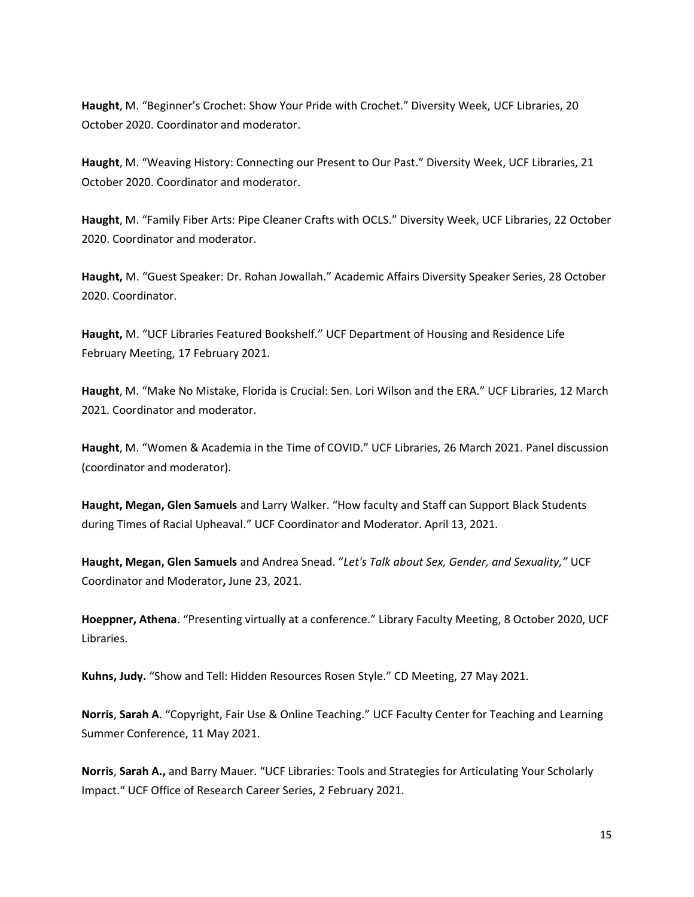**Haught**, M. “Beginner’s Crochet: Show Your Pride with Crochet.” Diversity Week, UCF Libraries, 20 October 2020. Coordinator and moderator.

**Haught**, M. “Weaving History: Connecting our Present to Our Past.” Diversity Week, UCF Libraries, 21 October 2020. Coordinator and moderator.

**Haught**, M. “Family Fiber Arts: Pipe Cleaner Crafts with OCLS.” Diversity Week, UCF Libraries, 22 October 2020. Coordinator and moderator.

**Haught,** M. “Guest Speaker: Dr. Rohan Jowallah.” Academic Affairs Diversity Speaker Series, 28 October 2020. Coordinator.

**Haught,** M. “UCF Libraries Featured Bookshelf.” UCF Department of Housing and Residence Life February Meeting, 17 February 2021.

**Haught**, M. “Make No Mistake, Florida is Crucial: Sen. Lori Wilson and the ERA.” UCF Libraries, 12 March 2021. Coordinator and moderator.

**Haught**, M. “Women & Academia in the Time of COVID.” UCF Libraries, 26 March 2021. Panel discussion (coordinator and moderator).

**Haught, Megan, Glen Samuels** and Larry Walker. “How faculty and Staff can Support Black Students during Times of Racial Upheaval.” UCF Coordinator and Moderator. April 13, 2021.

**Haught, Megan, Glen Samuels** and Andrea Snead. “*Let's Talk about Sex, Gender, and Sexuality,”* UCF Coordinator and Moderator**,** June 23, 2021.

**Hoeppner, Athena**. “Presenting virtually at a conference.” Library Faculty Meeting, 8 October 2020, UCF Libraries.

**Kuhns, Judy.** “Show and Tell: Hidden Resources Rosen Style.” CD Meeting, 27 May 2021.

**Norris**, **Sarah A**. “Copyright, Fair Use & Online Teaching.” UCF Faculty Center for Teaching and Learning Summer Conference, 11 May 2021.

**Norris**, **Sarah A.,** and Barry Mauer. “UCF Libraries: Tools and Strategies for Articulating Your Scholarly Impact.“ UCF Office of Research Career Series, 2 February 2021.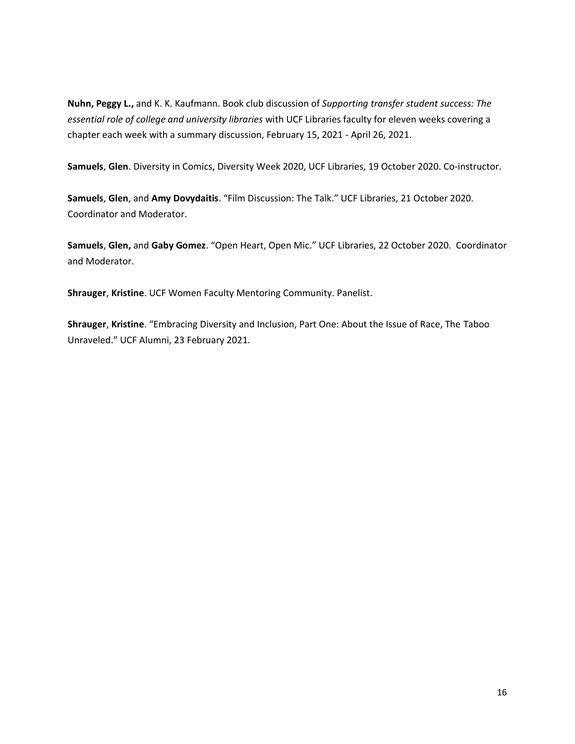**Nuhn, Peggy L.,** and K. K. Kaufmann. Book club discussion of *Supporting transfer student success: The essential role of college and university libraries* with UCF Libraries faculty for eleven weeks covering a chapter each week with a summary discussion, February 15, 2021 - April 26, 2021.

**Samuels**, **Glen**. Diversity in Comics, Diversity Week 2020, UCF Libraries, 19 October 2020. Co-instructor.

**Samuels**, **Glen**, and **Amy Dovydaitis**. "Film Discussion: The Talk." UCF Libraries, 21 October 2020. Coordinator and Moderator.

**Samuels**, **Glen,** and **Gaby Gomez**. "Open Heart, Open Mic." UCF Libraries, 22 October 2020. Coordinator and Moderator.

**Shrauger**, **Kristine**. UCF Women Faculty Mentoring Community. Panelist.

**Shrauger**, **Kristine**. "Embracing Diversity and Inclusion, Part One: About the Issue of Race, The Taboo Unraveled." UCF Alumni, 23 February 2021.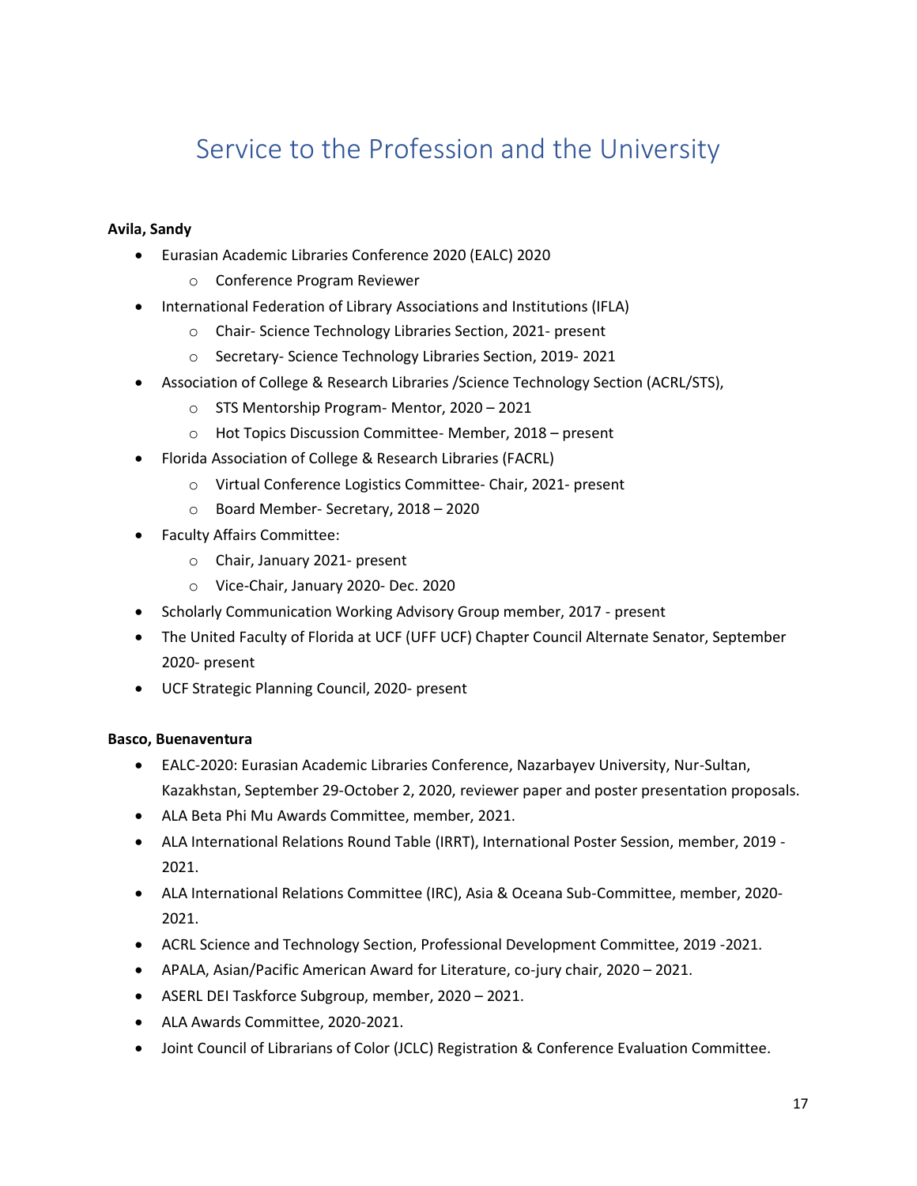# Service to the Profession and the University

**Avila, Sandy**

- Eurasian Academic Libraries Conference 2020 (EALC) 2020
  - Conference Program Reviewer
- International Federation of Library Associations and Institutions (IFLA)
  - Chair- Science Technology Libraries Section, 2021- present
  - Secretary- Science Technology Libraries Section, 2019- 2021
- Association of College & Research Libraries /Science Technology Section (ACRL/STS),
  - STS Mentorship Program- Mentor, 2020 – 2021
  - Hot Topics Discussion Committee- Member, 2018 – present
- Florida Association of College & Research Libraries (FACRL)
  - Virtual Conference Logistics Committee- Chair, 2021- present
  - Board Member- Secretary, 2018 – 2020
- Faculty Affairs Committee:
  - Chair, January 2021- present
  - Vice-Chair, January 2020- Dec. 2020
- Scholarly Communication Working Advisory Group member, 2017 - present
- The United Faculty of Florida at UCF (UFF UCF) Chapter Council Alternate Senator, September 2020- present
- UCF Strategic Planning Council, 2020- present

**Basco, Buenaventura**

- EALC-2020: Eurasian Academic Libraries Conference, Nazarbayev University, Nur-Sultan, Kazakhstan, September 29-October 2, 2020, reviewer paper and poster presentation proposals.
- ALA Beta Phi Mu Awards Committee, member, 2021.
- ALA International Relations Round Table (IRRT), International Poster Session, member, 2019 - 2021.
- ALA International Relations Committee (IRC), Asia & Oceana Sub-Committee, member, 2020- 2021.
- ACRL Science and Technology Section, Professional Development Committee, 2019 -2021.
- APALA, Asian/Pacific American Award for Literature, co-jury chair, 2020 – 2021.
- ASERL DEI Taskforce Subgroup, member, 2020 – 2021.
- ALA Awards Committee, 2020-2021.
- Joint Council of Librarians of Color (JCLC) Registration & Conference Evaluation Committee.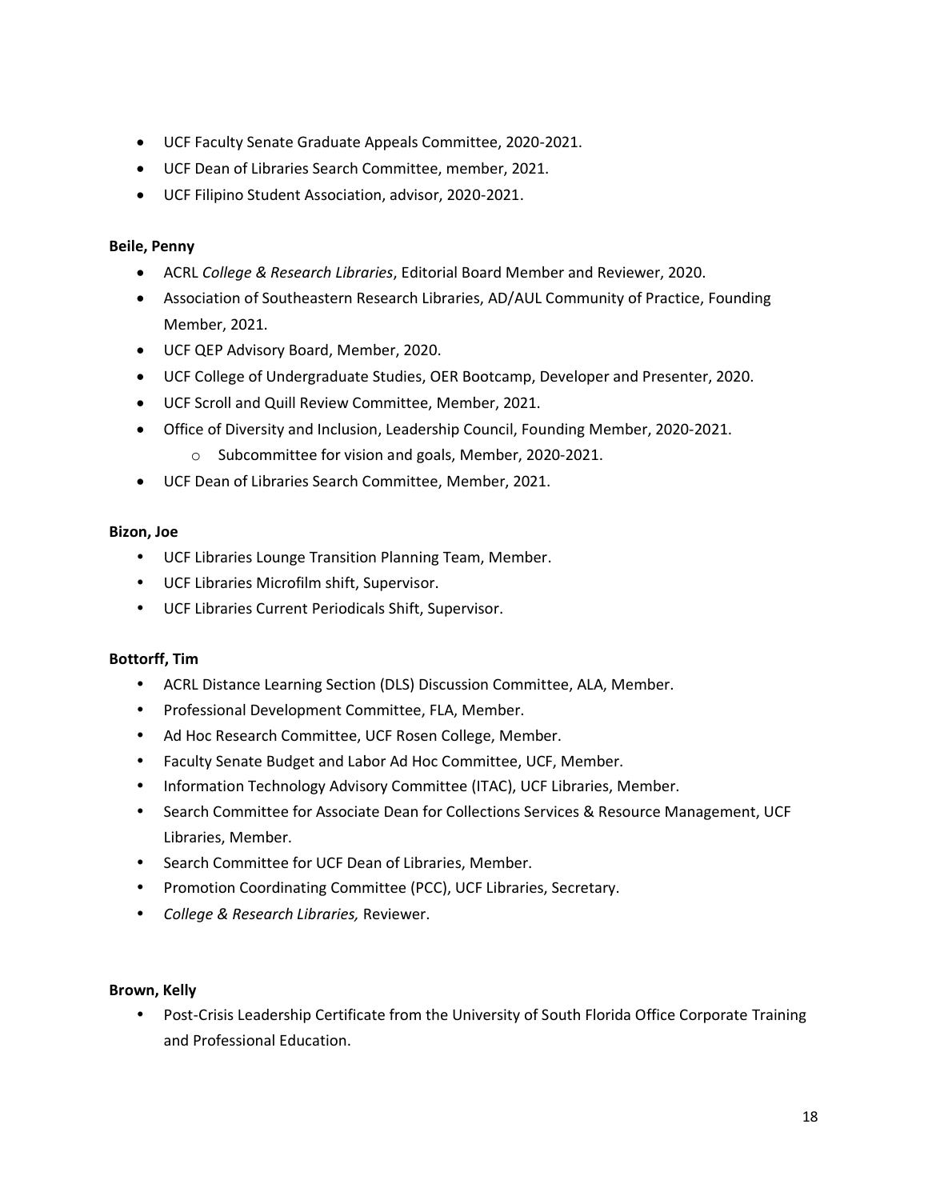- UCF Faculty Senate Graduate Appeals Committee, 2020-2021.
- UCF Dean of Libraries Search Committee, member, 2021.
- UCF Filipino Student Association, advisor, 2020-2021.

**Beile, Penny**

- ACRL *College & Research Libraries*, Editorial Board Member and Reviewer, 2020.
- Association of Southeastern Research Libraries, AD/AUL Community of Practice, Founding Member, 2021.
- UCF QEP Advisory Board, Member, 2020.
- UCF College of Undergraduate Studies, OER Bootcamp, Developer and Presenter, 2020.
- UCF Scroll and Quill Review Committee, Member, 2021.
- Office of Diversity and Inclusion, Leadership Council, Founding Member, 2020-2021.
  - Subcommittee for vision and goals, Member, 2020-2021.
- UCF Dean of Libraries Search Committee, Member, 2021.

**Bizon, Joe**

- UCF Libraries Lounge Transition Planning Team, Member.
- UCF Libraries Microfilm shift, Supervisor.
- UCF Libraries Current Periodicals Shift, Supervisor.

**Bottorff, Tim**

- ACRL Distance Learning Section (DLS) Discussion Committee, ALA, Member.
- Professional Development Committee, FLA, Member.
- Ad Hoc Research Committee, UCF Rosen College, Member.
- Faculty Senate Budget and Labor Ad Hoc Committee, UCF, Member.
- Information Technology Advisory Committee (ITAC), UCF Libraries, Member.
- Search Committee for Associate Dean for Collections Services & Resource Management, UCF Libraries, Member.
- Search Committee for UCF Dean of Libraries, Member.
- Promotion Coordinating Committee (PCC), UCF Libraries, Secretary.
- *College & Research Libraries,* Reviewer.

**Brown, Kelly**

- Post-Crisis Leadership Certificate from the University of South Florida Office Corporate Training and Professional Education.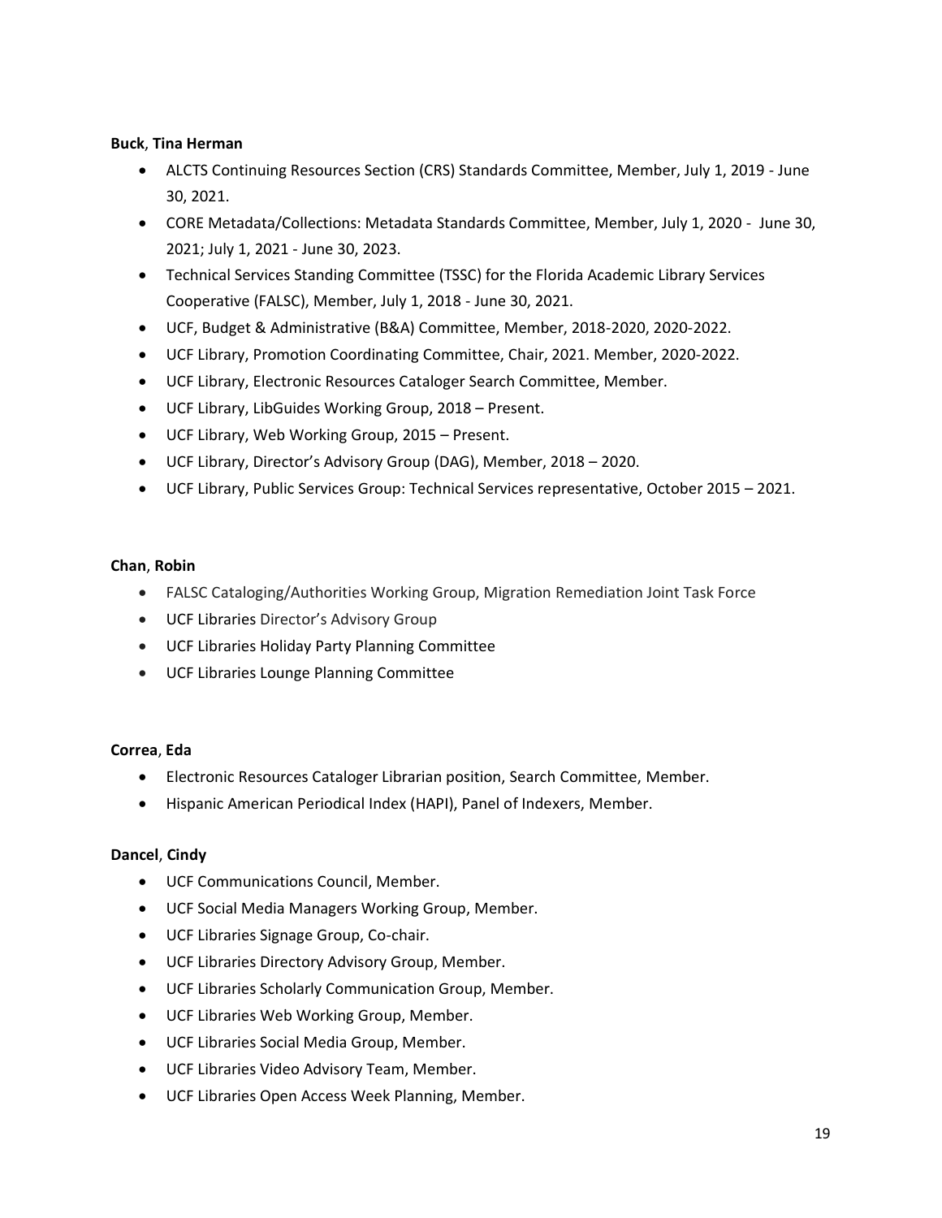**Buck**, **Tina Herman**

- ALCTS Continuing Resources Section (CRS) Standards Committee, Member, July 1, 2019 - June 30, 2021.
- CORE Metadata/Collections: Metadata Standards Committee, Member, July 1, 2020 - June 30, 2021; July 1, 2021 - June 30, 2023.
- Technical Services Standing Committee (TSSC) for the Florida Academic Library Services Cooperative (FALSC), Member, July 1, 2018 - June 30, 2021.
- UCF, Budget & Administrative (B&A) Committee, Member, 2018-2020, 2020-2022.
- UCF Library, Promotion Coordinating Committee, Chair, 2021. Member, 2020-2022.
- UCF Library, Electronic Resources Cataloger Search Committee, Member.
- UCF Library, LibGuides Working Group, 2018 – Present.
- UCF Library, Web Working Group, 2015 – Present.
- UCF Library, Director's Advisory Group (DAG), Member, 2018 – 2020.
- UCF Library, Public Services Group: Technical Services representative, October 2015 – 2021.

**Chan**, **Robin**

- FALSC Cataloging/Authorities Working Group, Migration Remediation Joint Task Force
- UCF Libraries Director's Advisory Group
- UCF Libraries Holiday Party Planning Committee
- UCF Libraries Lounge Planning Committee

**Correa**, **Eda**

- Electronic Resources Cataloger Librarian position, Search Committee, Member.
- Hispanic American Periodical Index (HAPI), Panel of Indexers, Member.

**Dancel**, **Cindy**

- UCF Communications Council, Member.
- UCF Social Media Managers Working Group, Member.
- UCF Libraries Signage Group, Co-chair.
- UCF Libraries Directory Advisory Group, Member.
- UCF Libraries Scholarly Communication Group, Member.
- UCF Libraries Web Working Group, Member.
- UCF Libraries Social Media Group, Member.
- UCF Libraries Video Advisory Team, Member.
- UCF Libraries Open Access Week Planning, Member.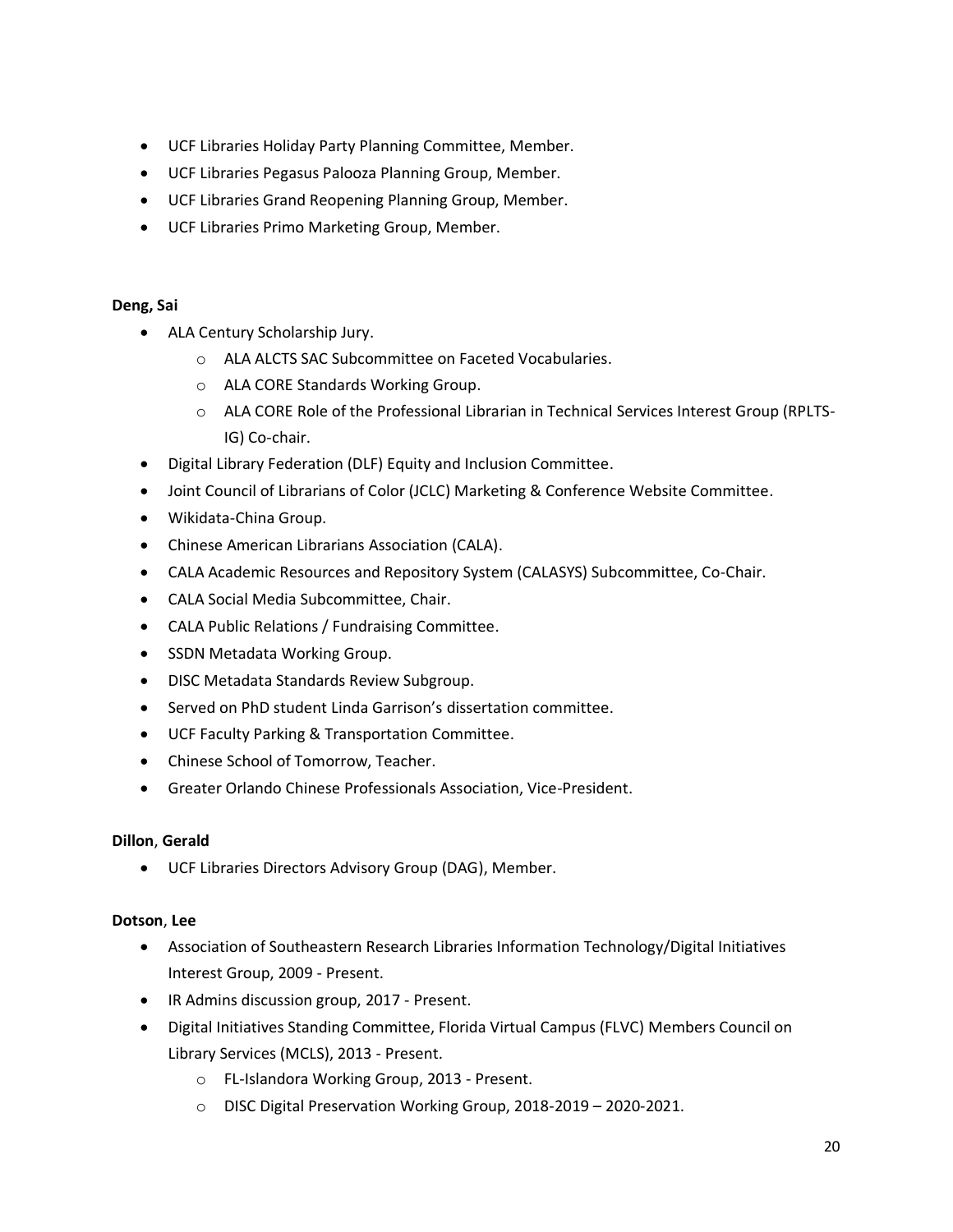- UCF Libraries Holiday Party Planning Committee, Member.
- UCF Libraries Pegasus Palooza Planning Group, Member.
- UCF Libraries Grand Reopening Planning Group, Member.
- UCF Libraries Primo Marketing Group, Member.

**Deng, Sai**

- ALA Century Scholarship Jury.
    - ALA ALCTS SAC Subcommittee on Faceted Vocabularies.
    - ALA CORE Standards Working Group.
    - ALA CORE Role of the Professional Librarian in Technical Services Interest Group (RPLTS-IG) Co-chair.
- Digital Library Federation (DLF) Equity and Inclusion Committee.
- Joint Council of Librarians of Color (JCLC) Marketing & Conference Website Committee.
- Wikidata-China Group.
- Chinese American Librarians Association (CALA).
- CALA Academic Resources and Repository System (CALASYS) Subcommittee, Co-Chair.
- CALA Social Media Subcommittee, Chair.
- CALA Public Relations / Fundraising Committee.
- SSDN Metadata Working Group.
- DISC Metadata Standards Review Subgroup.
- Served on PhD student Linda Garrison's dissertation committee.
- UCF Faculty Parking & Transportation Committee.
- Chinese School of Tomorrow, Teacher.
- Greater Orlando Chinese Professionals Association, Vice-President.

**Dillon**, **Gerald**

- UCF Libraries Directors Advisory Group (DAG), Member.

**Dotson**, **Lee**

- Association of Southeastern Research Libraries Information Technology/Digital Initiatives Interest Group, 2009 - Present.
- IR Admins discussion group, 2017 - Present.
- Digital Initiatives Standing Committee, Florida Virtual Campus (FLVC) Members Council on Library Services (MCLS), 2013 - Present.
    - FL-Islandora Working Group, 2013 - Present.
    - DISC Digital Preservation Working Group, 2018-2019 – 2020-2021.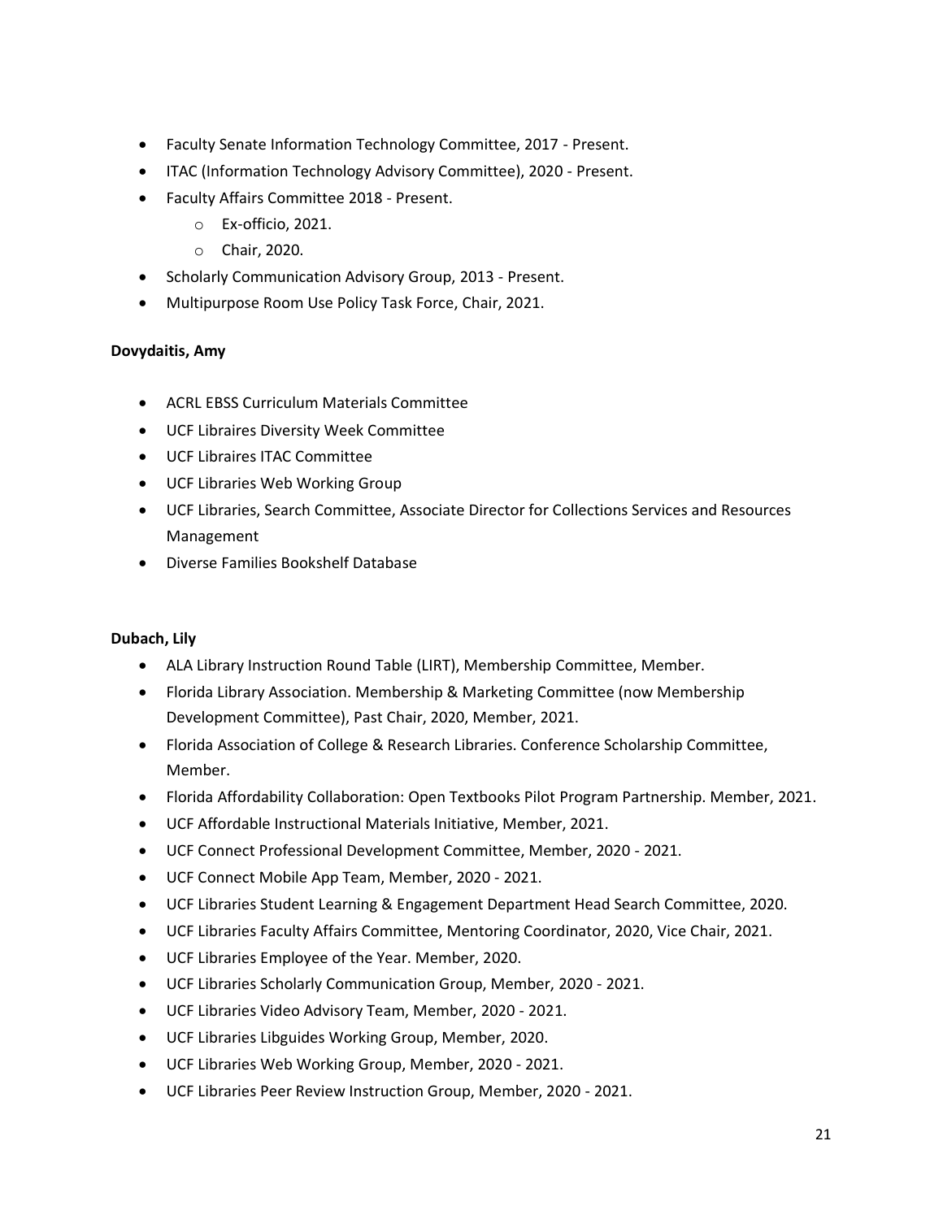- Faculty Senate Information Technology Committee, 2017 - Present.
- ITAC (Information Technology Advisory Committee), 2020 - Present.
- Faculty Affairs Committee 2018 - Present.
    - Ex-officio, 2021.
    - Chair, 2020.
- Scholarly Communication Advisory Group, 2013 - Present.
- Multipurpose Room Use Policy Task Force, Chair, 2021.

**Dovydaitis, Amy**

- ACRL EBSS Curriculum Materials Committee
- UCF Libraires Diversity Week Committee
- UCF Libraires ITAC Committee
- UCF Libraries Web Working Group
- UCF Libraries, Search Committee, Associate Director for Collections Services and Resources Management
- Diverse Families Bookshelf Database

**Dubach, Lily**

- ALA Library Instruction Round Table (LIRT), Membership Committee, Member.
- Florida Library Association. Membership & Marketing Committee (now Membership Development Committee), Past Chair, 2020, Member, 2021.
- Florida Association of College & Research Libraries. Conference Scholarship Committee, Member.
- Florida Affordability Collaboration: Open Textbooks Pilot Program Partnership. Member, 2021.
- UCF Affordable Instructional Materials Initiative, Member, 2021.
- UCF Connect Professional Development Committee, Member, 2020 - 2021.
- UCF Connect Mobile App Team, Member, 2020 - 2021.
- UCF Libraries Student Learning & Engagement Department Head Search Committee, 2020.
- UCF Libraries Faculty Affairs Committee, Mentoring Coordinator, 2020, Vice Chair, 2021.
- UCF Libraries Employee of the Year. Member, 2020.
- UCF Libraries Scholarly Communication Group, Member, 2020 - 2021.
- UCF Libraries Video Advisory Team, Member, 2020 - 2021.
- UCF Libraries Libguides Working Group, Member, 2020.
- UCF Libraries Web Working Group, Member, 2020 - 2021.
- UCF Libraries Peer Review Instruction Group, Member, 2020 - 2021.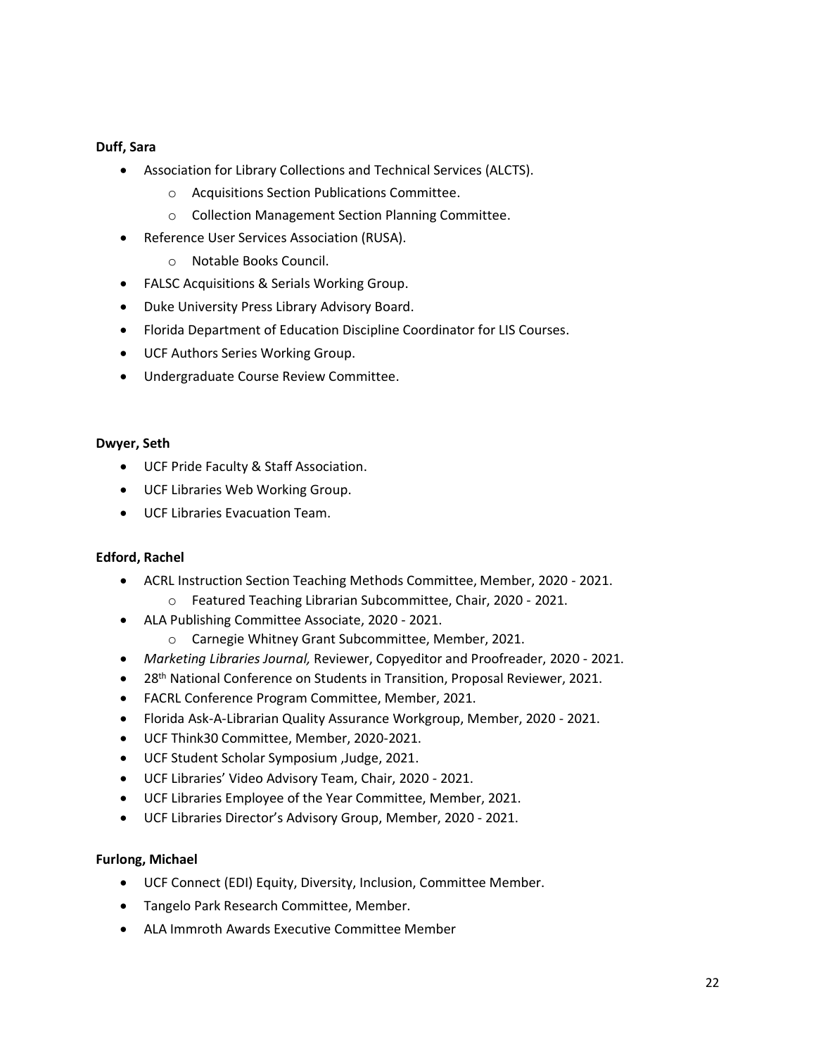**Duff, Sara**

- Association for Library Collections and Technical Services (ALCTS).
  - Acquisitions Section Publications Committee.
  - Collection Management Section Planning Committee.
- Reference User Services Association (RUSA).
  - Notable Books Council.
- FALSC Acquisitions & Serials Working Group.
- Duke University Press Library Advisory Board.
- Florida Department of Education Discipline Coordinator for LIS Courses.
- UCF Authors Series Working Group.
- Undergraduate Course Review Committee.

**Dwyer, Seth**

- UCF Pride Faculty & Staff Association.
- UCF Libraries Web Working Group.
- UCF Libraries Evacuation Team.

**Edford, Rachel**

- ACRL Instruction Section Teaching Methods Committee, Member, 2020 - 2021.
  - Featured Teaching Librarian Subcommittee, Chair, 2020 - 2021.
- ALA Publishing Committee Associate, 2020 - 2021.
  - Carnegie Whitney Grant Subcommittee, Member, 2021.
- *Marketing Libraries Journal,* Reviewer, Copyeditor and Proofreader, 2020 - 2021.
- 28th National Conference on Students in Transition, Proposal Reviewer, 2021.
- FACRL Conference Program Committee, Member, 2021.
- Florida Ask-A-Librarian Quality Assurance Workgroup, Member, 2020 - 2021.
- UCF Think30 Committee, Member, 2020-2021.
- UCF Student Scholar Symposium ,Judge, 2021.
- UCF Libraries' Video Advisory Team, Chair, 2020 - 2021.
- UCF Libraries Employee of the Year Committee, Member, 2021.
- UCF Libraries Director's Advisory Group, Member, 2020 - 2021.

**Furlong, Michael**

- UCF Connect (EDI) Equity, Diversity, Inclusion, Committee Member.
- Tangelo Park Research Committee, Member.
- ALA Immroth Awards Executive Committee Member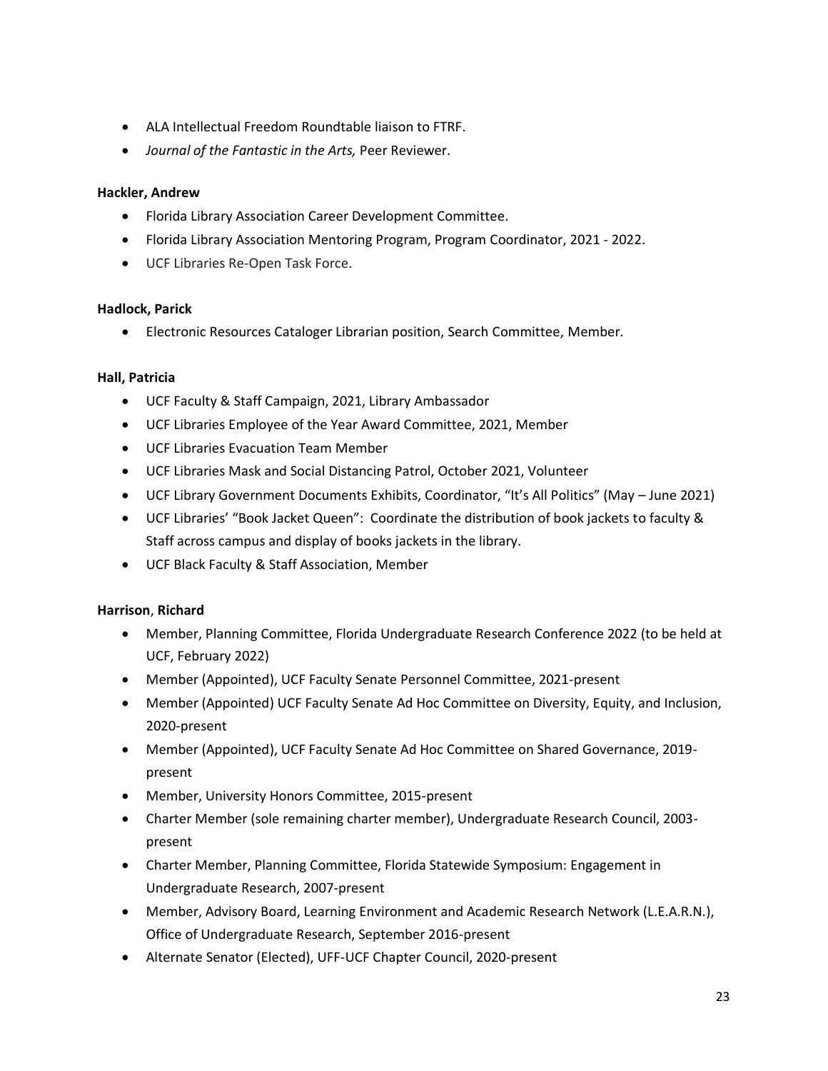- ALA Intellectual Freedom Roundtable liaison to FTRF.
- *Journal of the Fantastic in the Arts,* Peer Reviewer.

**Hackler, Andrew**

- Florida Library Association Career Development Committee.
- Florida Library Association Mentoring Program, Program Coordinator, 2021 - 2022.
- UCF Libraries Re-Open Task Force.

**Hadlock, Parick**

- Electronic Resources Cataloger Librarian position, Search Committee, Member.

**Hall, Patricia**

- UCF Faculty & Staff Campaign, 2021, Library Ambassador
- UCF Libraries Employee of the Year Award Committee, 2021, Member
- UCF Libraries Evacuation Team Member
- UCF Libraries Mask and Social Distancing Patrol, October 2021, Volunteer
- UCF Library Government Documents Exhibits, Coordinator, "It's All Politics" (May – June 2021)
- UCF Libraries' "Book Jacket Queen": Coordinate the distribution of book jackets to faculty & Staff across campus and display of books jackets in the library.
- UCF Black Faculty & Staff Association, Member

**Harrison, Richard**

- Member, Planning Committee, Florida Undergraduate Research Conference 2022 (to be held at UCF, February 2022)
- Member (Appointed), UCF Faculty Senate Personnel Committee, 2021-present
- Member (Appointed) UCF Faculty Senate Ad Hoc Committee on Diversity, Equity, and Inclusion, 2020-present
- Member (Appointed), UCF Faculty Senate Ad Hoc Committee on Shared Governance, 2019-present
- Member, University Honors Committee, 2015-present
- Charter Member (sole remaining charter member), Undergraduate Research Council, 2003-present
- Charter Member, Planning Committee, Florida Statewide Symposium: Engagement in Undergraduate Research, 2007-present
- Member, Advisory Board, Learning Environment and Academic Research Network (L.E.A.R.N.), Office of Undergraduate Research, September 2016-present
- Alternate Senator (Elected), UFF-UCF Chapter Council, 2020-present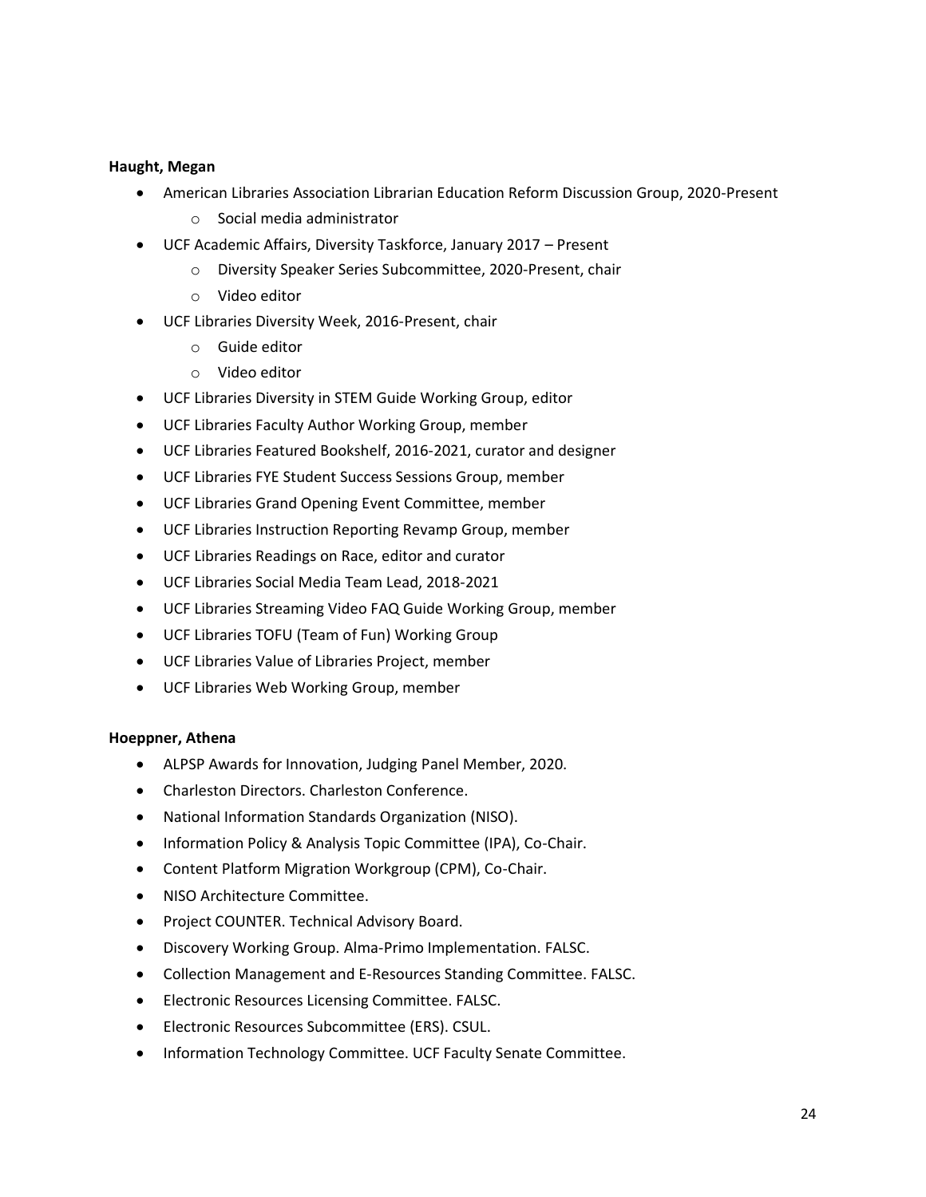**Haught, Megan**

- American Libraries Association Librarian Education Reform Discussion Group, 2020-Present
  - Social media administrator
- UCF Academic Affairs, Diversity Taskforce, January 2017 – Present
  - Diversity Speaker Series Subcommittee, 2020-Present, chair
  - Video editor
- UCF Libraries Diversity Week, 2016-Present, chair
  - Guide editor
  - Video editor
- UCF Libraries Diversity in STEM Guide Working Group, editor
- UCF Libraries Faculty Author Working Group, member
- UCF Libraries Featured Bookshelf, 2016-2021, curator and designer
- UCF Libraries FYE Student Success Sessions Group, member
- UCF Libraries Grand Opening Event Committee, member
- UCF Libraries Instruction Reporting Revamp Group, member
- UCF Libraries Readings on Race, editor and curator
- UCF Libraries Social Media Team Lead, 2018-2021
- UCF Libraries Streaming Video FAQ Guide Working Group, member
- UCF Libraries TOFU (Team of Fun) Working Group
- UCF Libraries Value of Libraries Project, member
- UCF Libraries Web Working Group, member

**Hoeppner, Athena**

- ALPSP Awards for Innovation, Judging Panel Member, 2020.
- Charleston Directors. Charleston Conference.
- National Information Standards Organization (NISO).
- Information Policy & Analysis Topic Committee (IPA), Co-Chair.
- Content Platform Migration Workgroup (CPM), Co-Chair.
- NISO Architecture Committee.
- Project COUNTER. Technical Advisory Board.
- Discovery Working Group. Alma-Primo Implementation. FALSC.
- Collection Management and E-Resources Standing Committee. FALSC.
- Electronic Resources Licensing Committee. FALSC.
- Electronic Resources Subcommittee (ERS). CSUL.
- Information Technology Committee. UCF Faculty Senate Committee.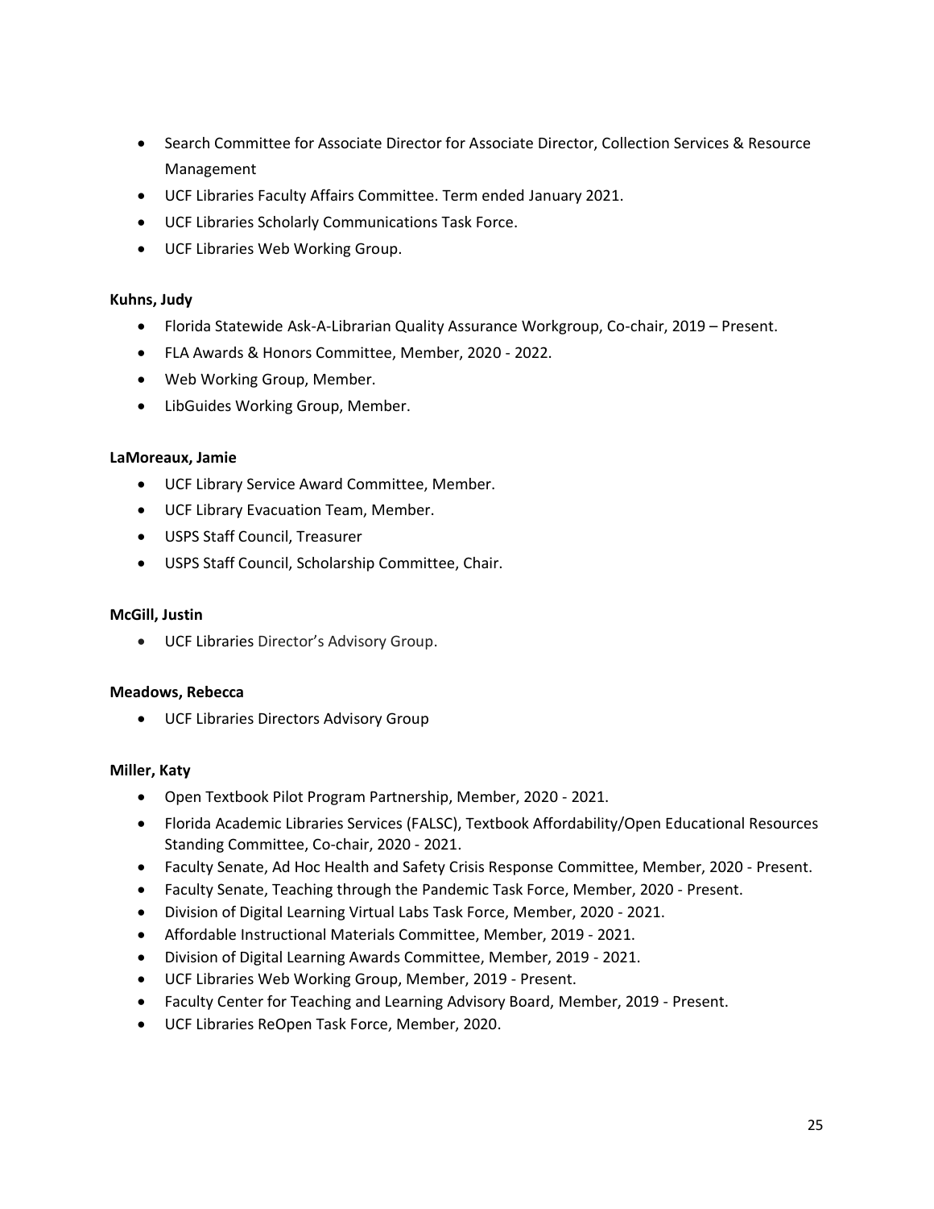- Search Committee for Associate Director for Associate Director, Collection Services & Resource Management
- UCF Libraries Faculty Affairs Committee. Term ended January 2021.
- UCF Libraries Scholarly Communications Task Force.
- UCF Libraries Web Working Group.

**Kuhns, Judy**

- Florida Statewide Ask-A-Librarian Quality Assurance Workgroup, Co-chair, 2019 – Present.
- FLA Awards & Honors Committee, Member, 2020 - 2022.
- Web Working Group, Member.
- LibGuides Working Group, Member.

**LaMoreaux, Jamie**

- UCF Library Service Award Committee, Member.
- UCF Library Evacuation Team, Member.
- USPS Staff Council, Treasurer
- USPS Staff Council, Scholarship Committee, Chair.

**McGill, Justin**

- UCF Libraries Director's Advisory Group.

**Meadows, Rebecca**

- UCF Libraries Directors Advisory Group

**Miller, Katy**

- Open Textbook Pilot Program Partnership, Member, 2020 - 2021.
- Florida Academic Libraries Services (FALSC), Textbook Affordability/Open Educational Resources Standing Committee, Co-chair, 2020 - 2021.
- Faculty Senate, Ad Hoc Health and Safety Crisis Response Committee, Member, 2020 - Present.
- Faculty Senate, Teaching through the Pandemic Task Force, Member, 2020 - Present.
- Division of Digital Learning Virtual Labs Task Force, Member, 2020 - 2021.
- Affordable Instructional Materials Committee, Member, 2019 - 2021.
- Division of Digital Learning Awards Committee, Member, 2019 - 2021.
- UCF Libraries Web Working Group, Member, 2019 - Present.
- Faculty Center for Teaching and Learning Advisory Board, Member, 2019 - Present.
- UCF Libraries ReOpen Task Force, Member, 2020.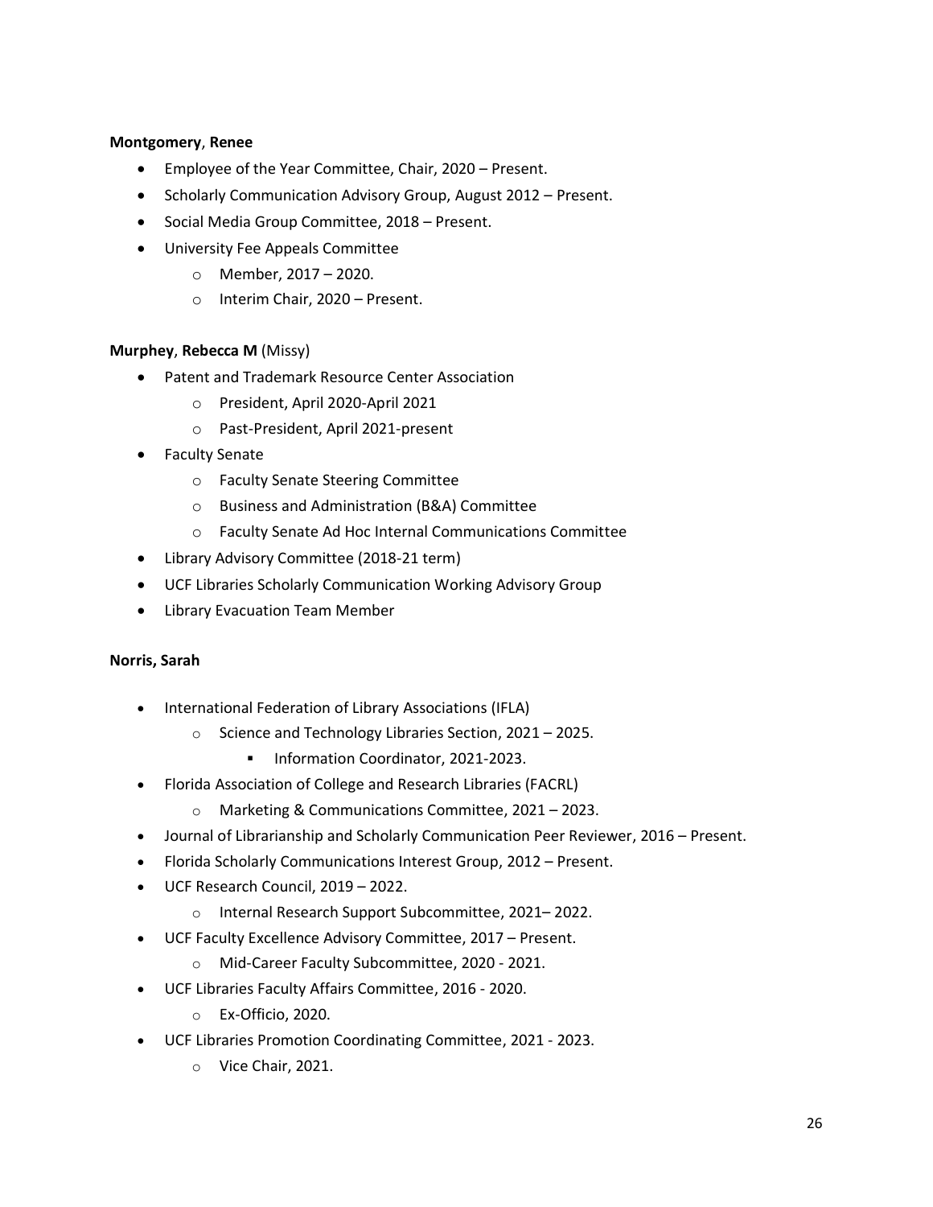**Montgomery**, **Renee**

- Employee of the Year Committee, Chair, 2020 – Present.
- Scholarly Communication Advisory Group, August 2012 – Present.
- Social Media Group Committee, 2018 – Present.
- University Fee Appeals Committee
    - Member, 2017 – 2020.
    - Interim Chair, 2020 – Present.

**Murphey**, **Rebecca M** (Missy)

- Patent and Trademark Resource Center Association
    - President, April 2020-April 2021
    - Past-President, April 2021-present
- Faculty Senate
    - Faculty Senate Steering Committee
    - Business and Administration (B&A) Committee
    - Faculty Senate Ad Hoc Internal Communications Committee
- Library Advisory Committee (2018-21 term)
- UCF Libraries Scholarly Communication Working Advisory Group
- Library Evacuation Team Member

**Norris, Sarah**

- International Federation of Library Associations (IFLA)
    - Science and Technology Libraries Section, 2021 – 2025.
        - Information Coordinator, 2021-2023.
- Florida Association of College and Research Libraries (FACRL)
    - Marketing & Communications Committee, 2021 – 2023.
- Journal of Librarianship and Scholarly Communication Peer Reviewer, 2016 – Present.
- Florida Scholarly Communications Interest Group, 2012 – Present.
- UCF Research Council, 2019 – 2022.
    - Internal Research Support Subcommittee, 2021– 2022.
- UCF Faculty Excellence Advisory Committee, 2017 – Present.
    - Mid-Career Faculty Subcommittee, 2020 - 2021.
- UCF Libraries Faculty Affairs Committee, 2016 - 2020.
    - Ex-Officio, 2020.
- UCF Libraries Promotion Coordinating Committee, 2021 - 2023.
    - Vice Chair, 2021.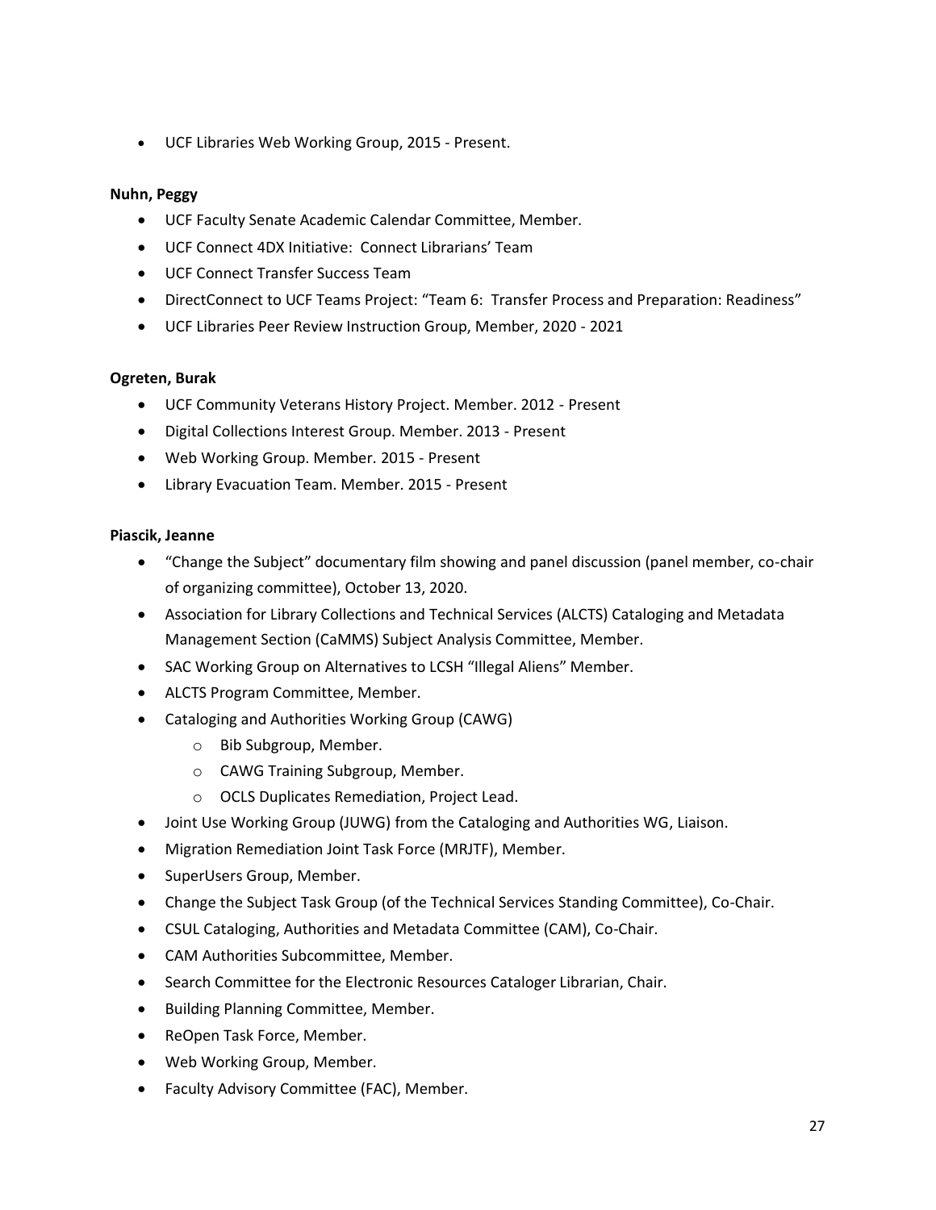- UCF Libraries Web Working Group, 2015 - Present.

**Nuhn, Peggy**

- UCF Faculty Senate Academic Calendar Committee, Member.
- UCF Connect 4DX Initiative: Connect Librarians' Team
- UCF Connect Transfer Success Team
- DirectConnect to UCF Teams Project: "Team 6: Transfer Process and Preparation: Readiness"
- UCF Libraries Peer Review Instruction Group, Member, 2020 - 2021

**Ogreten, Burak**

- UCF Community Veterans History Project. Member. 2012 - Present
- Digital Collections Interest Group. Member. 2013 - Present
- Web Working Group. Member. 2015 - Present
- Library Evacuation Team. Member. 2015 - Present

**Piascik, Jeanne**

- "Change the Subject" documentary film showing and panel discussion (panel member, co-chair of organizing committee), October 13, 2020.
- Association for Library Collections and Technical Services (ALCTS) Cataloging and Metadata Management Section (CaMMS) Subject Analysis Committee, Member.
- SAC Working Group on Alternatives to LCSH "Illegal Aliens" Member.
- ALCTS Program Committee, Member.
- Cataloging and Authorities Working Group (CAWG)
  - Bib Subgroup, Member.
  - CAWG Training Subgroup, Member.
  - OCLS Duplicates Remediation, Project Lead.
- Joint Use Working Group (JUWG) from the Cataloging and Authorities WG, Liaison.
- Migration Remediation Joint Task Force (MRJTF), Member.
- SuperUsers Group, Member.
- Change the Subject Task Group (of the Technical Services Standing Committee), Co-Chair.
- CSUL Cataloging, Authorities and Metadata Committee (CAM), Co-Chair.
- CAM Authorities Subcommittee, Member.
- Search Committee for the Electronic Resources Cataloger Librarian, Chair.
- Building Planning Committee, Member.
- ReOpen Task Force, Member.
- Web Working Group, Member.
- Faculty Advisory Committee (FAC), Member.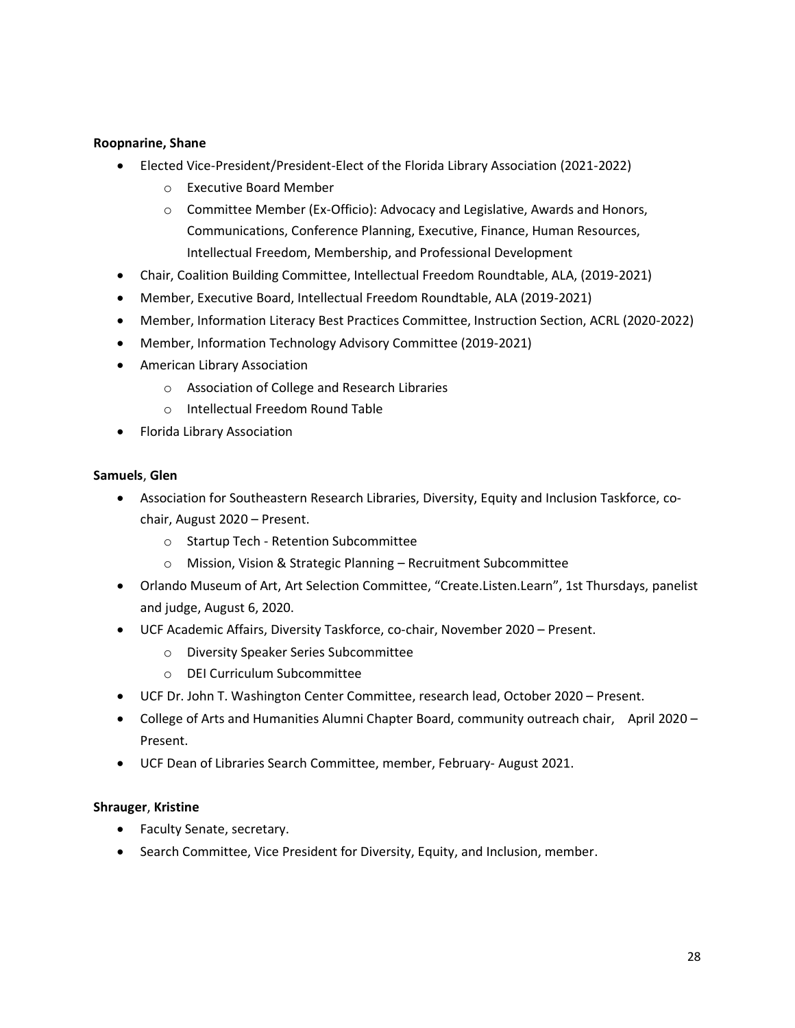**Roopnarine, Shane**

- Elected Vice-President/President-Elect of the Florida Library Association (2021-2022)
  - Executive Board Member
  - Committee Member (Ex-Officio): Advocacy and Legislative, Awards and Honors, Communications, Conference Planning, Executive, Finance, Human Resources, Intellectual Freedom, Membership, and Professional Development
- Chair, Coalition Building Committee, Intellectual Freedom Roundtable, ALA, (2019-2021)
- Member, Executive Board, Intellectual Freedom Roundtable, ALA (2019-2021)
- Member, Information Literacy Best Practices Committee, Instruction Section, ACRL (2020-2022)
- Member, Information Technology Advisory Committee (2019-2021)
- American Library Association
  - Association of College and Research Libraries
  - Intellectual Freedom Round Table
- Florida Library Association

**Samuels**, **Glen**

- Association for Southeastern Research Libraries, Diversity, Equity and Inclusion Taskforce, co-chair, August 2020 – Present.
  - Startup Tech - Retention Subcommittee
  - Mission, Vision & Strategic Planning – Recruitment Subcommittee
- Orlando Museum of Art, Art Selection Committee, "Create.Listen.Learn", 1st Thursdays, panelist and judge, August 6, 2020.
- UCF Academic Affairs, Diversity Taskforce, co-chair, November 2020 – Present.
  - Diversity Speaker Series Subcommittee
  - DEI Curriculum Subcommittee
- UCF Dr. John T. Washington Center Committee, research lead, October 2020 – Present.
- College of Arts and Humanities Alumni Chapter Board, community outreach chair, April 2020 – Present.
- UCF Dean of Libraries Search Committee, member, February- August 2021.

**Shrauger**, **Kristine**

- Faculty Senate, secretary.
- Search Committee, Vice President for Diversity, Equity, and Inclusion, member.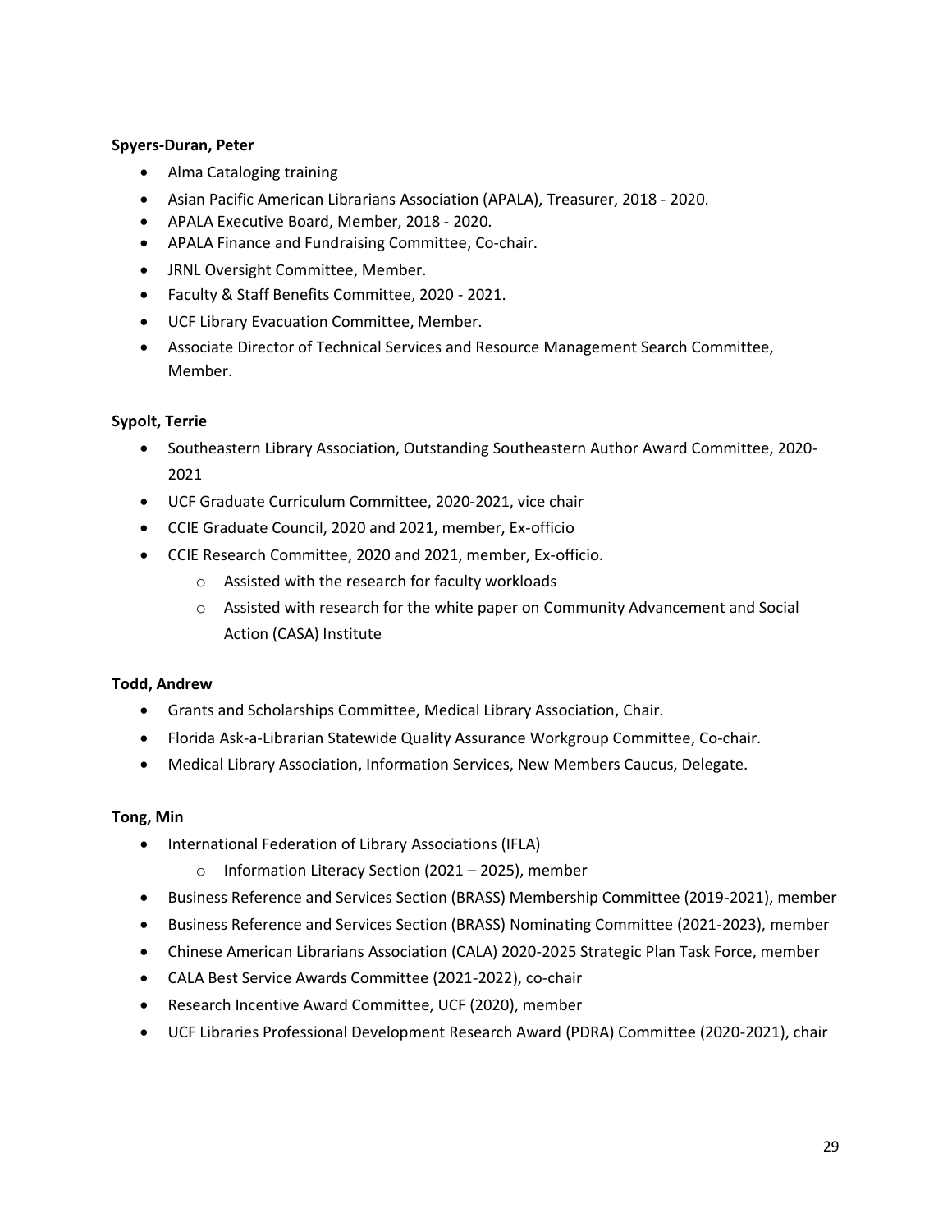**Spyers-Duran, Peter**

- Alma Cataloging training
- Asian Pacific American Librarians Association (APALA), Treasurer, 2018 - 2020.
- APALA Executive Board, Member, 2018 - 2020.
- APALA Finance and Fundraising Committee, Co-chair.
- JRNL Oversight Committee, Member.
- Faculty & Staff Benefits Committee, 2020 - 2021.
- UCF Library Evacuation Committee, Member.
- Associate Director of Technical Services and Resource Management Search Committee, Member.

**Sypolt, Terrie**

- Southeastern Library Association, Outstanding Southeastern Author Award Committee, 2020-2021
- UCF Graduate Curriculum Committee, 2020-2021, vice chair
- CCIE Graduate Council, 2020 and 2021, member, Ex-officio
- CCIE Research Committee, 2020 and 2021, member, Ex-officio.
    - Assisted with the research for faculty workloads
    - Assisted with research for the white paper on Community Advancement and Social Action (CASA) Institute

**Todd, Andrew**

- Grants and Scholarships Committee, Medical Library Association, Chair.
- Florida Ask-a-Librarian Statewide Quality Assurance Workgroup Committee, Co-chair.
- Medical Library Association, Information Services, New Members Caucus, Delegate.

**Tong, Min**

- International Federation of Library Associations (IFLA)
    - Information Literacy Section (2021 – 2025), member
- Business Reference and Services Section (BRASS) Membership Committee (2019-2021), member
- Business Reference and Services Section (BRASS) Nominating Committee (2021-2023), member
- Chinese American Librarians Association (CALA) 2020-2025 Strategic Plan Task Force, member
- CALA Best Service Awards Committee (2021-2022), co-chair
- Research Incentive Award Committee, UCF (2020), member
- UCF Libraries Professional Development Research Award (PDRA) Committee (2020-2021), chair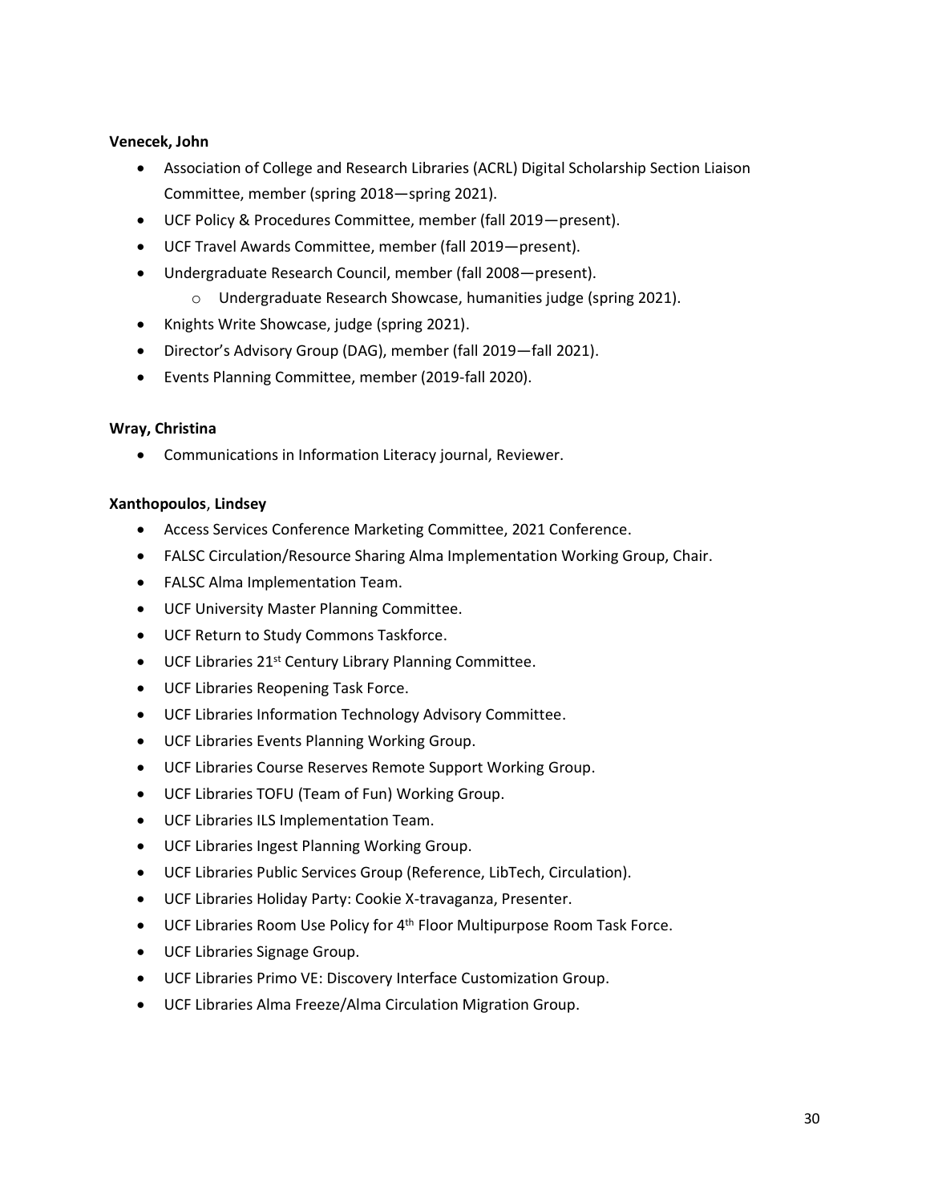**Venecek, John**

- Association of College and Research Libraries (ACRL) Digital Scholarship Section Liaison Committee, member (spring 2018—spring 2021).
- UCF Policy & Procedures Committee, member (fall 2019—present).
- UCF Travel Awards Committee, member (fall 2019—present).
- Undergraduate Research Council, member (fall 2008—present).
    - Undergraduate Research Showcase, humanities judge (spring 2021).
- Knights Write Showcase, judge (spring 2021).
- Director's Advisory Group (DAG), member (fall 2019—fall 2021).
- Events Planning Committee, member (2019-fall 2020).

**Wray, Christina**

- Communications in Information Literacy journal, Reviewer.

**Xanthopoulos**, **Lindsey**

- Access Services Conference Marketing Committee, 2021 Conference.
- FALSC Circulation/Resource Sharing Alma Implementation Working Group, Chair.
- FALSC Alma Implementation Team.
- UCF University Master Planning Committee.
- UCF Return to Study Commons Taskforce.
- UCF Libraries 21st Century Library Planning Committee.
- UCF Libraries Reopening Task Force.
- UCF Libraries Information Technology Advisory Committee.
- UCF Libraries Events Planning Working Group.
- UCF Libraries Course Reserves Remote Support Working Group.
- UCF Libraries TOFU (Team of Fun) Working Group.
- UCF Libraries ILS Implementation Team.
- UCF Libraries Ingest Planning Working Group.
- UCF Libraries Public Services Group (Reference, LibTech, Circulation).
- UCF Libraries Holiday Party: Cookie X-travaganza, Presenter.
- UCF Libraries Room Use Policy for 4th Floor Multipurpose Room Task Force.
- UCF Libraries Signage Group.
- UCF Libraries Primo VE: Discovery Interface Customization Group.
- UCF Libraries Alma Freeze/Alma Circulation Migration Group.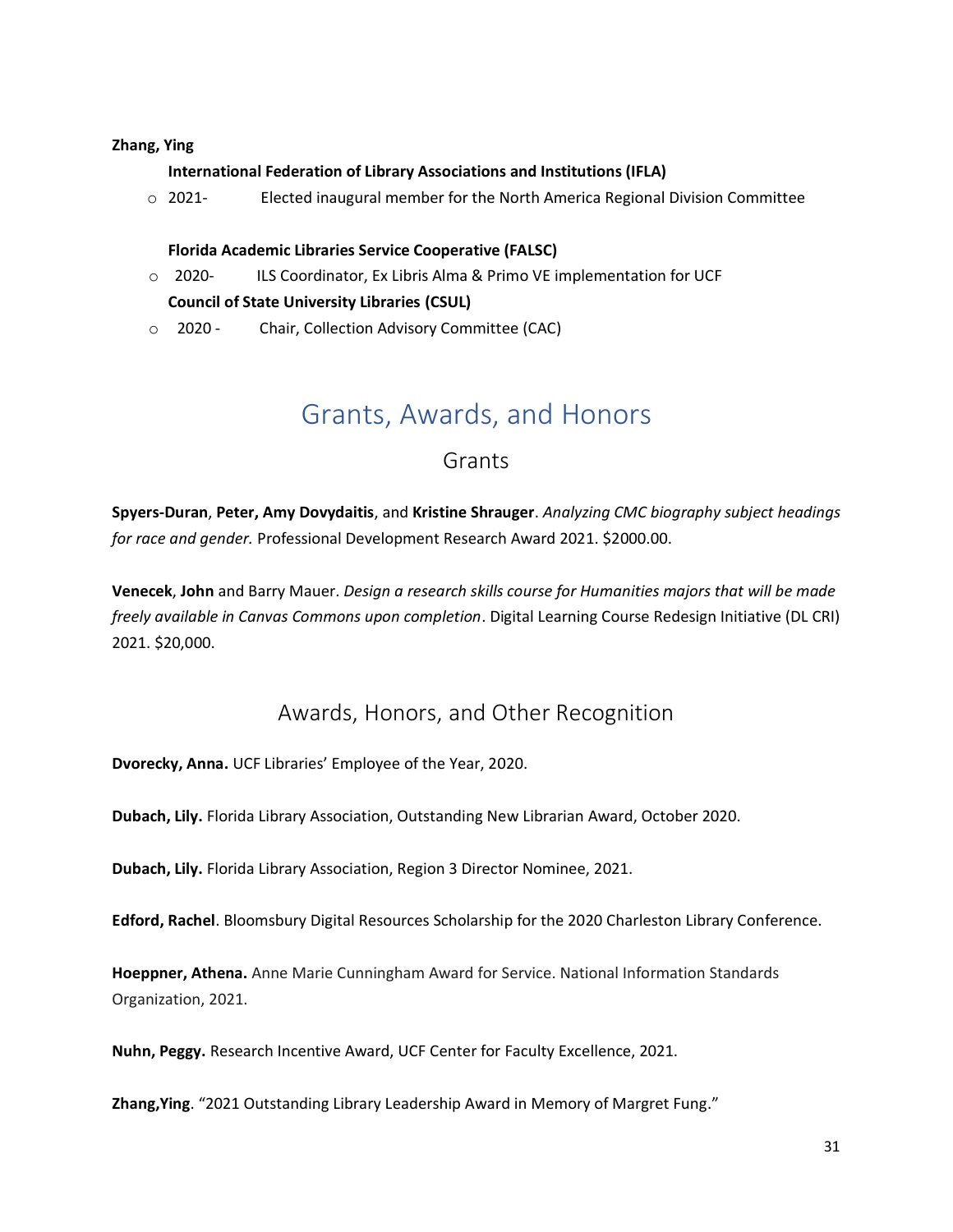**Zhang, Ying**

**International Federation of Library Associations and Institutions (IFLA)**

- 2021- Elected inaugural member for the North America Regional Division Committee

**Florida Academic Libraries Service Cooperative (FALSC)**

- 2020- ILS Coordinator, Ex Libris Alma & Primo VE implementation for UCF

**Council of State University Libraries (CSUL)**

- 2020 - Chair, Collection Advisory Committee (CAC)

# Grants, Awards, and Honors

## Grants

**Spyers-Duran**, **Peter, Amy Dovydaitis**, and **Kristine Shrauger**. *Analyzing CMC biography subject headings for race and gender.* Professional Development Research Award 2021. $2000.00.

**Venecek**, **John** and Barry Mauer. *Design a research skills course for Humanities majors that will be made freely available in Canvas Commons upon completion*. Digital Learning Course Redesign Initiative (DL CRI) 2021. $20,000.

## Awards, Honors, and Other Recognition

**Dvorecky, Anna.** UCF Libraries' Employee of the Year, 2020.

**Dubach, Lily.** Florida Library Association, Outstanding New Librarian Award, October 2020.

**Dubach, Lily.** Florida Library Association, Region 3 Director Nominee, 2021.

**Edford, Rachel**. Bloomsbury Digital Resources Scholarship for the 2020 Charleston Library Conference.

**Hoeppner, Athena.** Anne Marie Cunningham Award for Service. National Information Standards Organization, 2021.

**Nuhn, Peggy.** Research Incentive Award, UCF Center for Faculty Excellence, 2021.

**Zhang,Ying**. "2021 Outstanding Library Leadership Award in Memory of Margret Fung."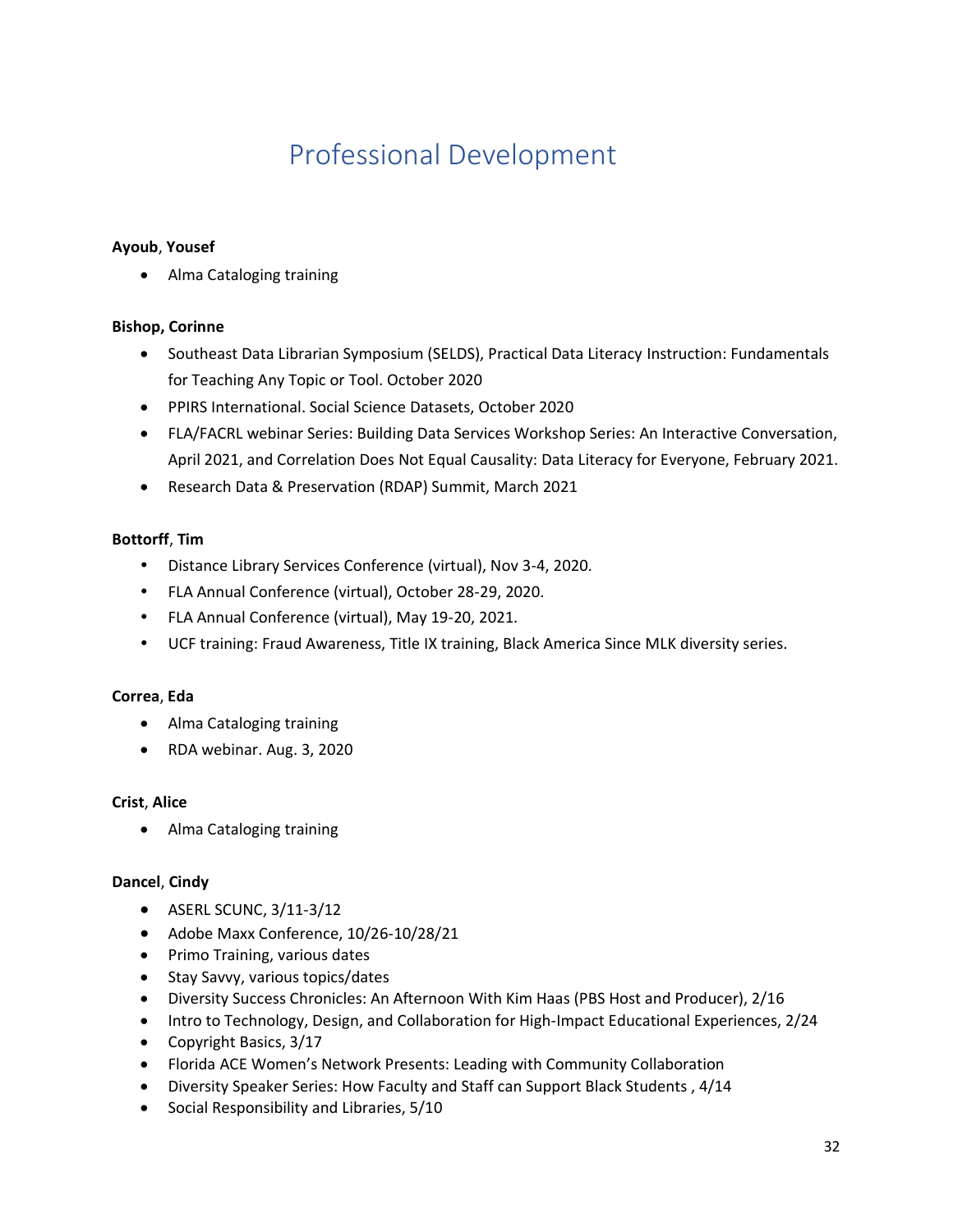# Professional Development

**Ayoub**, **Yousef**

- Alma Cataloging training

**Bishop, Corinne**

- Southeast Data Librarian Symposium (SELDS), Practical Data Literacy Instruction: Fundamentals for Teaching Any Topic or Tool. October 2020
- PPIRS International. Social Science Datasets, October 2020
- FLA/FACRL webinar Series: Building Data Services Workshop Series: An Interactive Conversation, April 2021, and Correlation Does Not Equal Causality: Data Literacy for Everyone, February 2021.
- Research Data & Preservation (RDAP) Summit, March 2021

**Bottorff**, **Tim**

- Distance Library Services Conference (virtual), Nov 3-4, 2020.
- FLA Annual Conference (virtual), October 28-29, 2020.
- FLA Annual Conference (virtual), May 19-20, 2021.
- UCF training: Fraud Awareness, Title IX training, Black America Since MLK diversity series.

**Correa**, **Eda**

- Alma Cataloging training
- RDA webinar. Aug. 3, 2020

**Crist**, **Alice**

- Alma Cataloging training

**Dancel**, **Cindy**

- ASERL SCUNC, 3/11-3/12
- Adobe Maxx Conference, 10/26-10/28/21
- Primo Training, various dates
- Stay Savvy, various topics/dates
- Diversity Success Chronicles: An Afternoon With Kim Haas (PBS Host and Producer), 2/16
- Intro to Technology, Design, and Collaboration for High-Impact Educational Experiences, 2/24
- Copyright Basics, 3/17
- Florida ACE Women's Network Presents: Leading with Community Collaboration
- Diversity Speaker Series: How Faculty and Staff can Support Black Students , 4/14
- Social Responsibility and Libraries, 5/10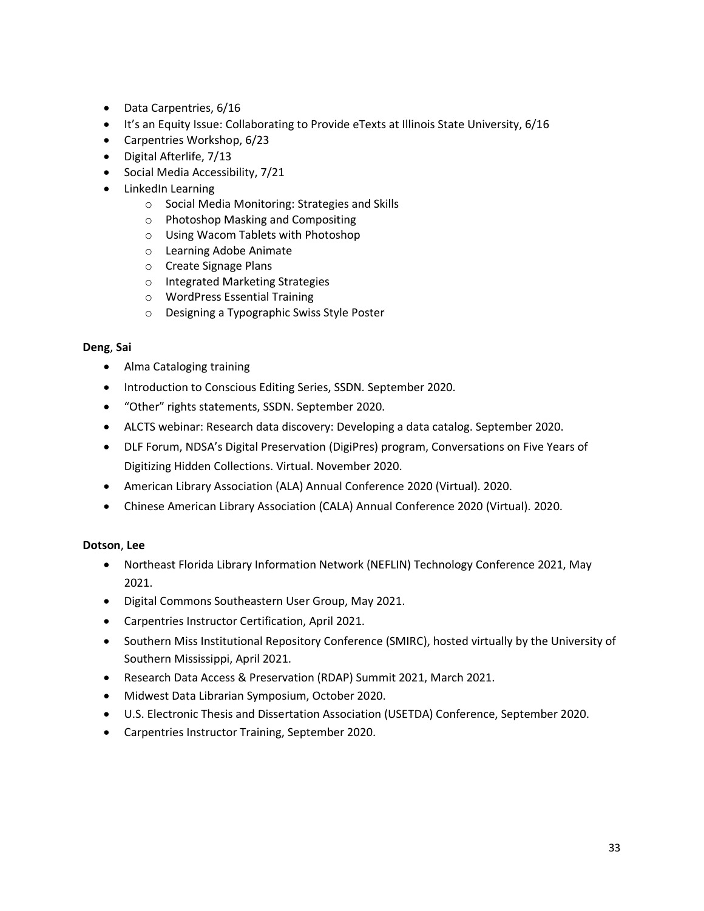- Data Carpentries, 6/16
- It's an Equity Issue: Collaborating to Provide eTexts at Illinois State University, 6/16
- Carpentries Workshop, 6/23
- Digital Afterlife, 7/13
- Social Media Accessibility, 7/21
- LinkedIn Learning
    - Social Media Monitoring: Strategies and Skills
    - Photoshop Masking and Compositing
    - Using Wacom Tablets with Photoshop
    - Learning Adobe Animate
    - Create Signage Plans
    - Integrated Marketing Strategies
    - WordPress Essential Training
    - Designing a Typographic Swiss Style Poster

**Deng**, **Sai**

- Alma Cataloging training
- Introduction to Conscious Editing Series, SSDN. September 2020.
- "Other" rights statements, SSDN. September 2020.
- ALCTS webinar: Research data discovery: Developing a data catalog. September 2020.
- DLF Forum, NDSA's Digital Preservation (DigiPres) program, Conversations on Five Years of Digitizing Hidden Collections. Virtual. November 2020.
- American Library Association (ALA) Annual Conference 2020 (Virtual). 2020.
- Chinese American Library Association (CALA) Annual Conference 2020 (Virtual). 2020.

**Dotson**, **Lee**

- Northeast Florida Library Information Network (NEFLIN) Technology Conference 2021, May 2021.
- Digital Commons Southeastern User Group, May 2021.
- Carpentries Instructor Certification, April 2021.
- Southern Miss Institutional Repository Conference (SMIRC), hosted virtually by the University of Southern Mississippi, April 2021.
- Research Data Access & Preservation (RDAP) Summit 2021, March 2021.
- Midwest Data Librarian Symposium, October 2020.
- U.S. Electronic Thesis and Dissertation Association (USETDA) Conference, September 2020.
- Carpentries Instructor Training, September 2020.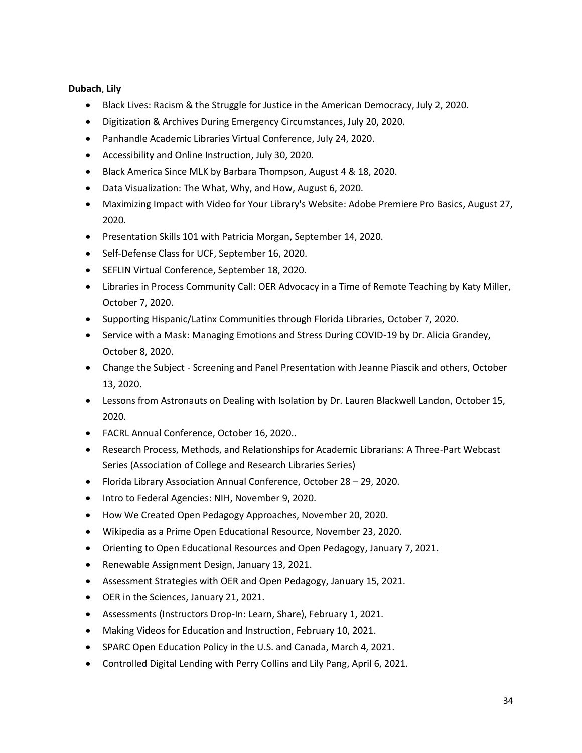**Dubach**, **Lily**

- Black Lives: Racism & the Struggle for Justice in the American Democracy, July 2, 2020.
- Digitization & Archives During Emergency Circumstances, July 20, 2020.
- Panhandle Academic Libraries Virtual Conference, July 24, 2020.
- Accessibility and Online Instruction, July 30, 2020.
- Black America Since MLK by Barbara Thompson, August 4 & 18, 2020.
- Data Visualization: The What, Why, and How, August 6, 2020.
- Maximizing Impact with Video for Your Library's Website: Adobe Premiere Pro Basics, August 27, 2020.
- Presentation Skills 101 with Patricia Morgan, September 14, 2020.
- Self-Defense Class for UCF, September 16, 2020.
- SEFLIN Virtual Conference, September 18, 2020.
- Libraries in Process Community Call: OER Advocacy in a Time of Remote Teaching by Katy Miller, October 7, 2020.
- Supporting Hispanic/Latinx Communities through Florida Libraries, October 7, 2020.
- Service with a Mask: Managing Emotions and Stress During COVID-19 by Dr. Alicia Grandey, October 8, 2020.
- Change the Subject - Screening and Panel Presentation with Jeanne Piascik and others, October 13, 2020.
- Lessons from Astronauts on Dealing with Isolation by Dr. Lauren Blackwell Landon, October 15, 2020.
- FACRL Annual Conference, October 16, 2020..
- Research Process, Methods, and Relationships for Academic Librarians: A Three-Part Webcast Series (Association of College and Research Libraries Series)
- Florida Library Association Annual Conference, October 28 – 29, 2020.
- Intro to Federal Agencies: NIH, November 9, 2020.
- How We Created Open Pedagogy Approaches, November 20, 2020.
- Wikipedia as a Prime Open Educational Resource, November 23, 2020.
- Orienting to Open Educational Resources and Open Pedagogy, January 7, 2021.
- Renewable Assignment Design, January 13, 2021.
- Assessment Strategies with OER and Open Pedagogy, January 15, 2021.
- OER in the Sciences, January 21, 2021.
- Assessments (Instructors Drop-In: Learn, Share), February 1, 2021.
- Making Videos for Education and Instruction, February 10, 2021.
- SPARC Open Education Policy in the U.S. and Canada, March 4, 2021.
- Controlled Digital Lending with Perry Collins and Lily Pang, April 6, 2021.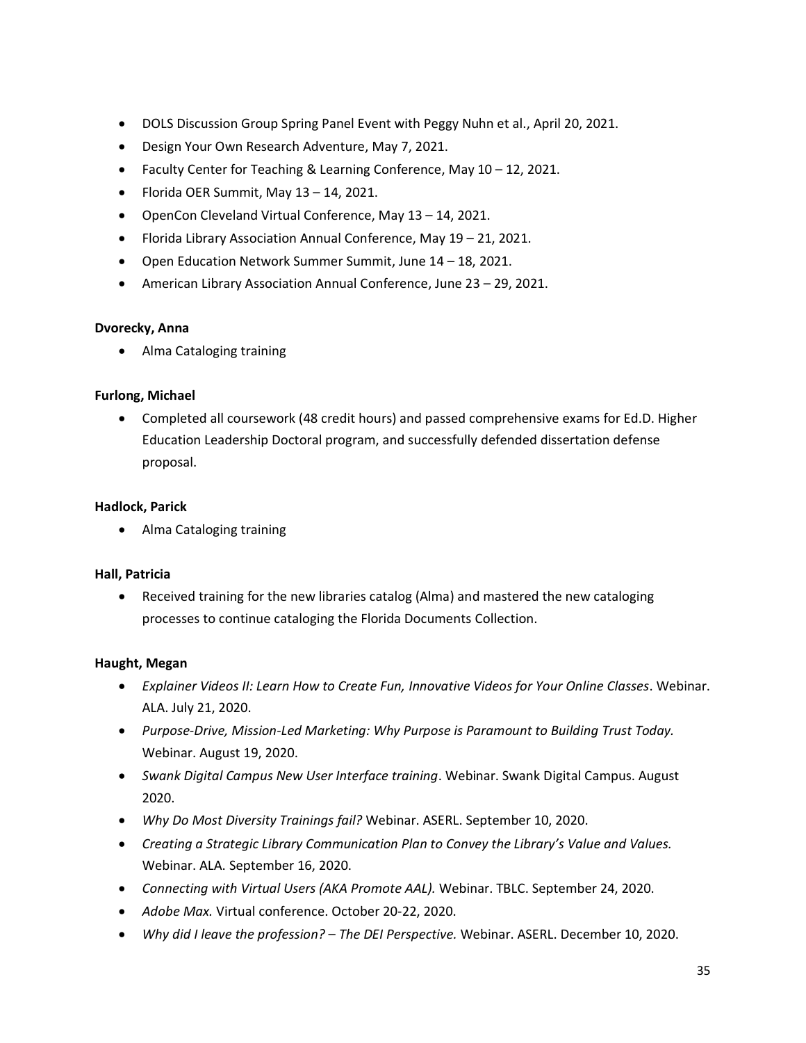- DOLS Discussion Group Spring Panel Event with Peggy Nuhn et al., April 20, 2021.
- Design Your Own Research Adventure, May 7, 2021.
- Faculty Center for Teaching & Learning Conference, May 10 – 12, 2021.
- Florida OER Summit, May 13 – 14, 2021.
- OpenCon Cleveland Virtual Conference, May 13 – 14, 2021.
- Florida Library Association Annual Conference, May 19 – 21, 2021.
- Open Education Network Summer Summit, June 14 – 18, 2021.
- American Library Association Annual Conference, June 23 – 29, 2021.

**Dvorecky, Anna**

- Alma Cataloging training

**Furlong, Michael**

- Completed all coursework (48 credit hours) and passed comprehensive exams for Ed.D. Higher Education Leadership Doctoral program, and successfully defended dissertation defense proposal.

**Hadlock, Parick**

- Alma Cataloging training

**Hall, Patricia**

- Received training for the new libraries catalog (Alma) and mastered the new cataloging processes to continue cataloging the Florida Documents Collection.

**Haught, Megan**

- *Explainer Videos II: Learn How to Create Fun, Innovative Videos for Your Online Classes*. Webinar. ALA. July 21, 2020.
- *Purpose-Drive, Mission-Led Marketing: Why Purpose is Paramount to Building Trust Today.* Webinar. August 19, 2020.
- *Swank Digital Campus New User Interface training*. Webinar. Swank Digital Campus. August 2020.
- *Why Do Most Diversity Trainings fail?* Webinar. ASERL. September 10, 2020.
- *Creating a Strategic Library Communication Plan to Convey the Library's Value and Values.* Webinar. ALA. September 16, 2020.
- *Connecting with Virtual Users (AKA Promote AAL).* Webinar. TBLC. September 24, 2020.
- *Adobe Max.* Virtual conference. October 20-22, 2020.
- *Why did I leave the profession? – The DEI Perspective.* Webinar. ASERL. December 10, 2020.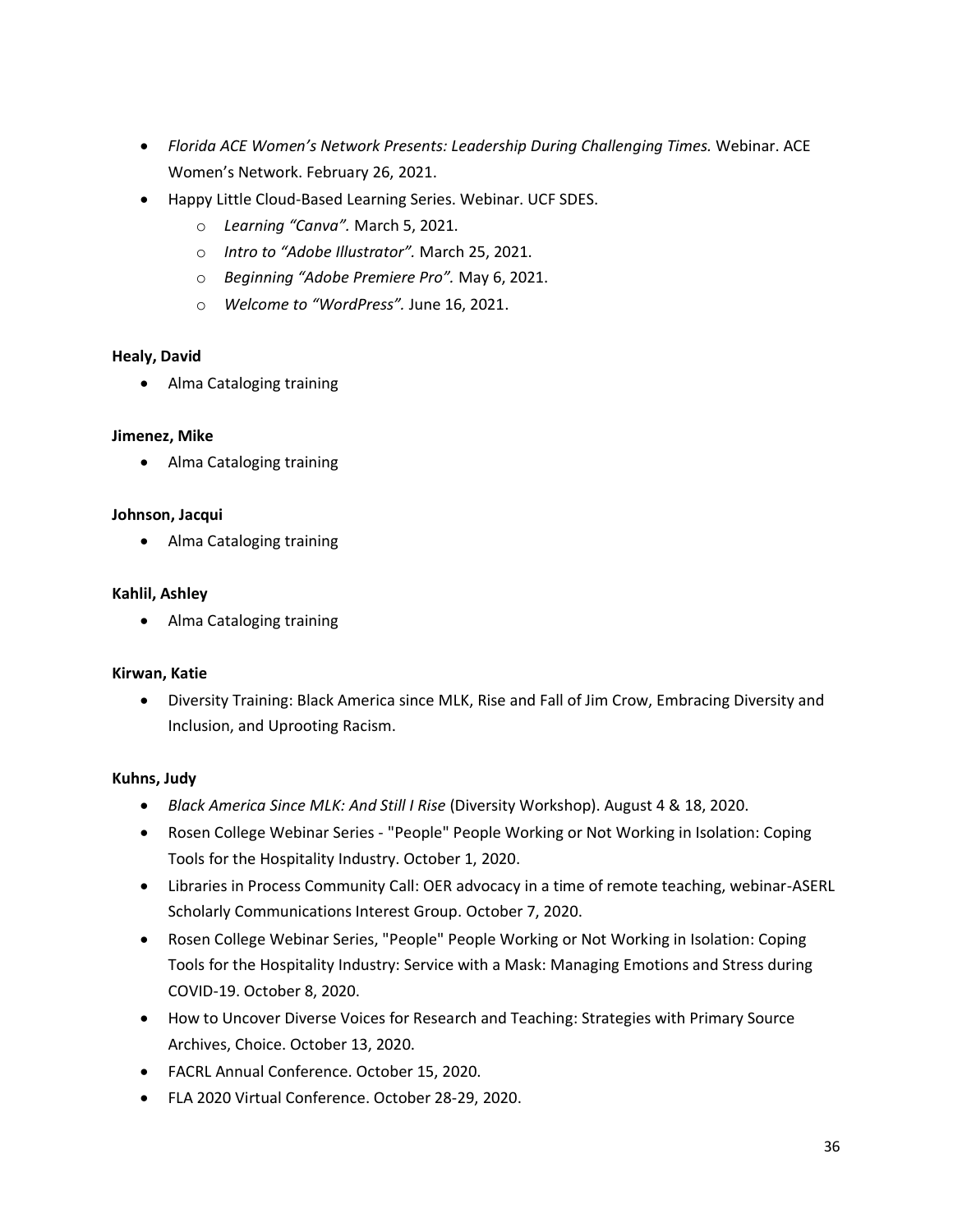- *Florida ACE Women's Network Presents: Leadership During Challenging Times.* Webinar. ACE Women's Network. February 26, 2021.
- Happy Little Cloud-Based Learning Series. Webinar. UCF SDES.
  - *Learning "Canva".* March 5, 2021.
  - *Intro to "Adobe Illustrator".* March 25, 2021.
  - *Beginning "Adobe Premiere Pro".* May 6, 2021.
  - *Welcome to "WordPress".* June 16, 2021.

**Healy, David**

- Alma Cataloging training

**Jimenez, Mike**

- Alma Cataloging training

**Johnson, Jacqui**

- Alma Cataloging training

**Kahlil, Ashley**

- Alma Cataloging training

**Kirwan, Katie**

- Diversity Training: Black America since MLK, Rise and Fall of Jim Crow, Embracing Diversity and Inclusion, and Uprooting Racism.

**Kuhns, Judy**

- *Black America Since MLK: And Still I Rise* (Diversity Workshop). August 4 & 18, 2020.
- Rosen College Webinar Series - "People" People Working or Not Working in Isolation: Coping Tools for the Hospitality Industry. October 1, 2020.
- Libraries in Process Community Call: OER advocacy in a time of remote teaching, webinar-ASERL Scholarly Communications Interest Group. October 7, 2020.
- Rosen College Webinar Series, "People" People Working or Not Working in Isolation: Coping Tools for the Hospitality Industry: Service with a Mask: Managing Emotions and Stress during COVID-19. October 8, 2020.
- How to Uncover Diverse Voices for Research and Teaching: Strategies with Primary Source Archives, Choice. October 13, 2020.
- FACRL Annual Conference. October 15, 2020.
- FLA 2020 Virtual Conference. October 28-29, 2020.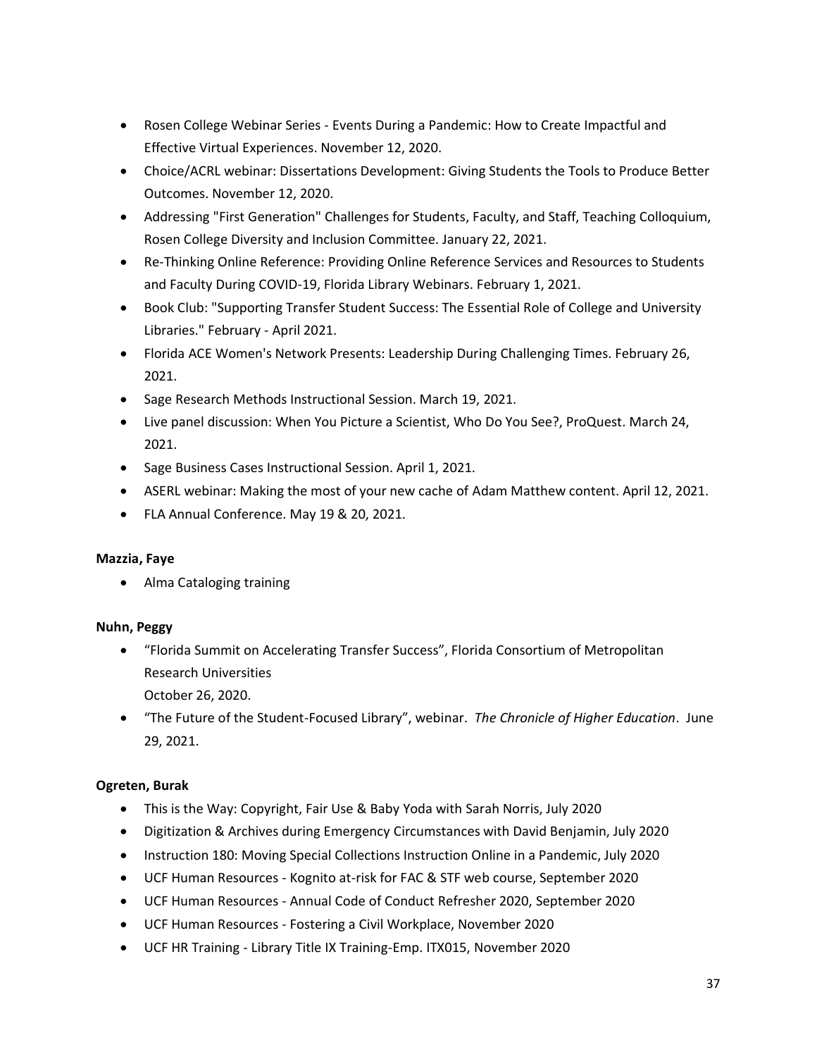- Rosen College Webinar Series - Events During a Pandemic: How to Create Impactful and Effective Virtual Experiences. November 12, 2020.
- Choice/ACRL webinar: Dissertations Development: Giving Students the Tools to Produce Better Outcomes. November 12, 2020.
- Addressing "First Generation" Challenges for Students, Faculty, and Staff, Teaching Colloquium, Rosen College Diversity and Inclusion Committee. January 22, 2021.
- Re-Thinking Online Reference: Providing Online Reference Services and Resources to Students and Faculty During COVID-19, Florida Library Webinars. February 1, 2021.
- Book Club: "Supporting Transfer Student Success: The Essential Role of College and University Libraries." February - April 2021.
- Florida ACE Women's Network Presents: Leadership During Challenging Times. February 26, 2021.
- Sage Research Methods Instructional Session. March 19, 2021.
- Live panel discussion: When You Picture a Scientist, Who Do You See?, ProQuest. March 24, 2021.
- Sage Business Cases Instructional Session. April 1, 2021.
- ASERL webinar: Making the most of your new cache of Adam Matthew content. April 12, 2021.
- FLA Annual Conference. May 19 & 20, 2021.

**Mazzia, Faye**

- Alma Cataloging training

**Nuhn, Peggy**

- "Florida Summit on Accelerating Transfer Success", Florida Consortium of Metropolitan Research Universities
  October 26, 2020.
- "The Future of the Student-Focused Library", webinar. *The Chronicle of Higher Education*. June 29, 2021.

**Ogreten, Burak**

- This is the Way: Copyright, Fair Use & Baby Yoda with Sarah Norris, July 2020
- Digitization & Archives during Emergency Circumstances with David Benjamin, July 2020
- Instruction 180: Moving Special Collections Instruction Online in a Pandemic, July 2020
- UCF Human Resources - Kognito at-risk for FAC & STF web course, September 2020
- UCF Human Resources - Annual Code of Conduct Refresher 2020, September 2020
- UCF Human Resources - Fostering a Civil Workplace, November 2020
- UCF HR Training - Library Title IX Training-Emp. ITX015, November 2020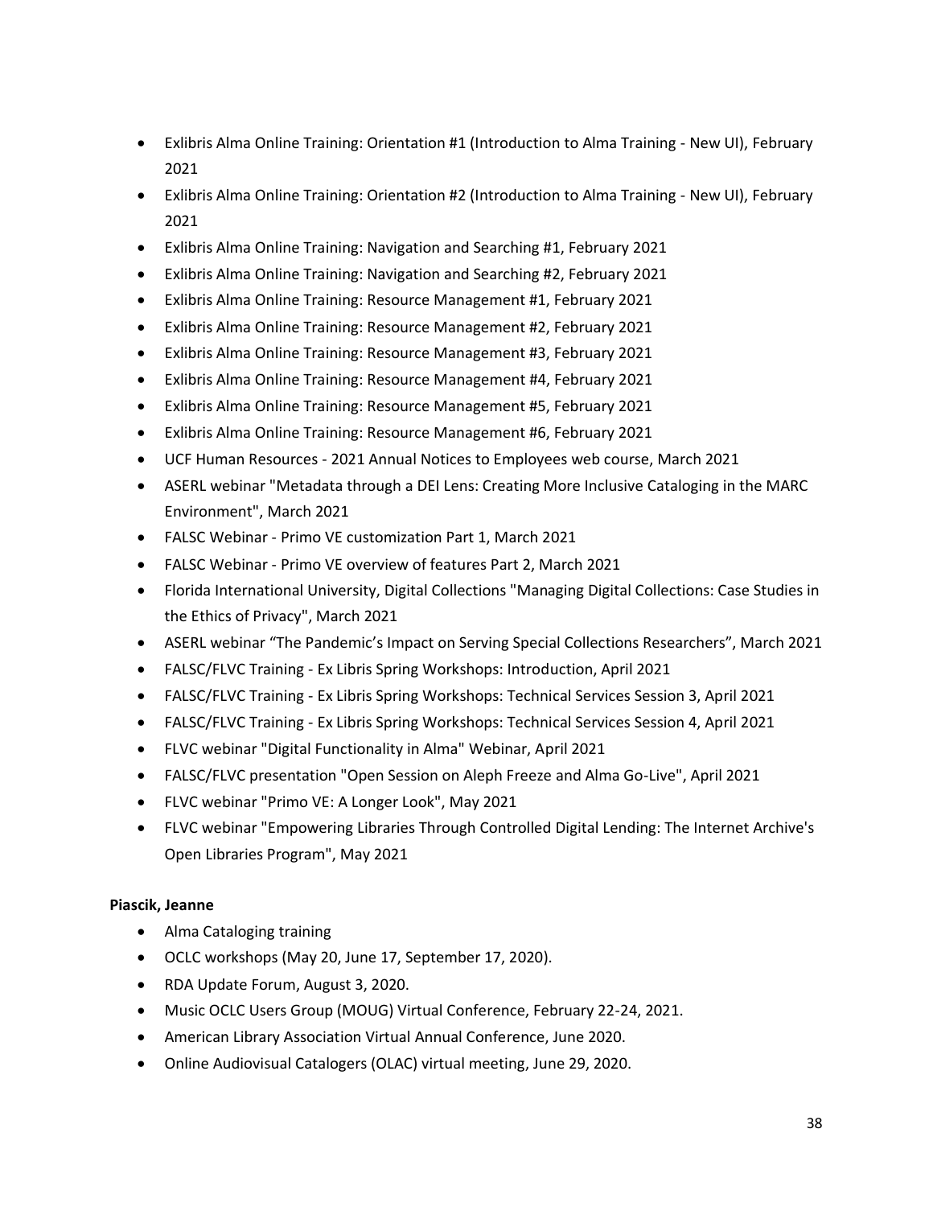- Exlibris Alma Online Training: Orientation #1 (Introduction to Alma Training - New UI), February 2021
- Exlibris Alma Online Training: Orientation #2 (Introduction to Alma Training - New UI), February 2021
- Exlibris Alma Online Training: Navigation and Searching #1, February 2021
- Exlibris Alma Online Training: Navigation and Searching #2, February 2021
- Exlibris Alma Online Training: Resource Management #1, February 2021
- Exlibris Alma Online Training: Resource Management #2, February 2021
- Exlibris Alma Online Training: Resource Management #3, February 2021
- Exlibris Alma Online Training: Resource Management #4, February 2021
- Exlibris Alma Online Training: Resource Management #5, February 2021
- Exlibris Alma Online Training: Resource Management #6, February 2021
- UCF Human Resources - 2021 Annual Notices to Employees web course, March 2021
- ASERL webinar "Metadata through a DEI Lens: Creating More Inclusive Cataloging in the MARC Environment", March 2021
- FALSC Webinar - Primo VE customization Part 1, March 2021
- FALSC Webinar - Primo VE overview of features Part 2, March 2021
- Florida International University, Digital Collections "Managing Digital Collections: Case Studies in the Ethics of Privacy", March 2021
- ASERL webinar "The Pandemic's Impact on Serving Special Collections Researchers", March 2021
- FALSC/FLVC Training - Ex Libris Spring Workshops: Introduction, April 2021
- FALSC/FLVC Training - Ex Libris Spring Workshops: Technical Services Session 3, April 2021
- FALSC/FLVC Training - Ex Libris Spring Workshops: Technical Services Session 4, April 2021
- FLVC webinar "Digital Functionality in Alma" Webinar, April 2021
- FALSC/FLVC presentation "Open Session on Aleph Freeze and Alma Go-Live", April 2021
- FLVC webinar "Primo VE: A Longer Look", May 2021
- FLVC webinar "Empowering Libraries Through Controlled Digital Lending: The Internet Archive's Open Libraries Program", May 2021

**Piascik, Jeanne**

- Alma Cataloging training
- OCLC workshops (May 20, June 17, September 17, 2020).
- RDA Update Forum, August 3, 2020.
- Music OCLC Users Group (MOUG) Virtual Conference, February 22-24, 2021.
- American Library Association Virtual Annual Conference, June 2020.
- Online Audiovisual Catalogers (OLAC) virtual meeting, June 29, 2020.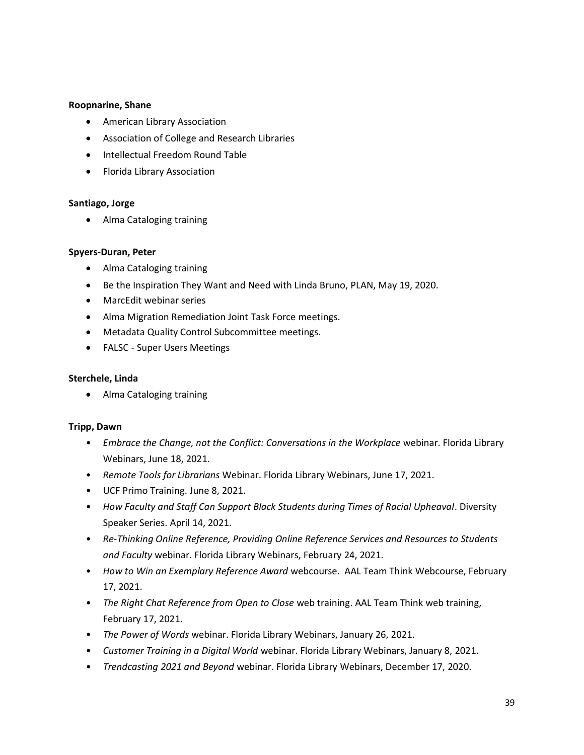**Roopnarine, Shane**

- American Library Association
- Association of College and Research Libraries
- Intellectual Freedom Round Table
- Florida Library Association

**Santiago, Jorge**

- Alma Cataloging training

**Spyers-Duran, Peter**

- Alma Cataloging training
- Be the Inspiration They Want and Need with Linda Bruno, PLAN, May 19, 2020.
- MarcEdit webinar series
- Alma Migration Remediation Joint Task Force meetings.
- Metadata Quality Control Subcommittee meetings.
- FALSC - Super Users Meetings

**Sterchele, Linda**

- Alma Cataloging training

**Tripp, Dawn**

- *Embrace the Change, not the Conflict: Conversations in the Workplace* webinar. Florida Library Webinars, June 18, 2021.
- *Remote Tools for Librarians* Webinar. Florida Library Webinars, June 17, 2021.
- UCF Primo Training. June 8, 2021.
- *How Faculty and Staff Can Support Black Students during Times of Racial Upheaval*. Diversity Speaker Series. April 14, 2021.
- *Re-Thinking Online Reference, Providing Online Reference Services and Resources to Students and Faculty* webinar. Florida Library Webinars, February 24, 2021.
- *How to Win an Exemplary Reference Award* webcourse. AAL Team Think Webcourse, February 17, 2021.
- *The Right Chat Reference from Open to Close* web training. AAL Team Think web training, February 17, 2021.
- *The Power of Words* webinar. Florida Library Webinars, January 26, 2021.
- *Customer Training in a Digital World* webinar. Florida Library Webinars, January 8, 2021.
- *Trendcasting 2021 and Beyond* webinar. Florida Library Webinars, December 17, 2020.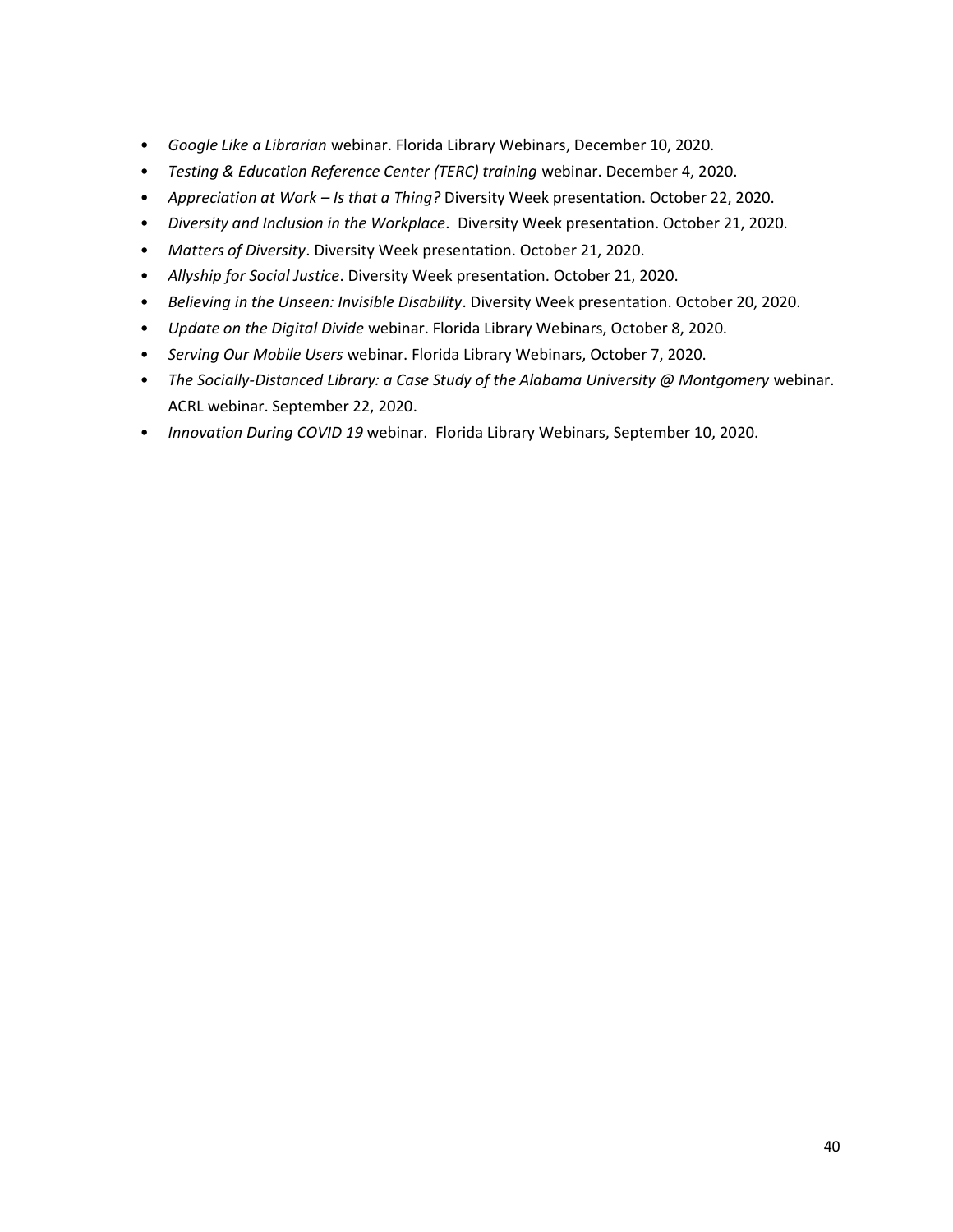- *Google Like a Librarian* webinar. Florida Library Webinars, December 10, 2020.
- *Testing & Education Reference Center (TERC) training* webinar. December 4, 2020.
- *Appreciation at Work – Is that a Thing?* Diversity Week presentation. October 22, 2020.
- *Diversity and Inclusion in the Workplace*. Diversity Week presentation. October 21, 2020.
- *Matters of Diversity*. Diversity Week presentation. October 21, 2020.
- *Allyship for Social Justice*. Diversity Week presentation. October 21, 2020.
- *Believing in the Unseen: Invisible Disability*. Diversity Week presentation. October 20, 2020.
- *Update on the Digital Divide* webinar. Florida Library Webinars, October 8, 2020.
- *Serving Our Mobile Users* webinar. Florida Library Webinars, October 7, 2020.
- *The Socially-Distanced Library: a Case Study of the Alabama University @ Montgomery* webinar. ACRL webinar. September 22, 2020.
- *Innovation During COVID 19* webinar. Florida Library Webinars, September 10, 2020.